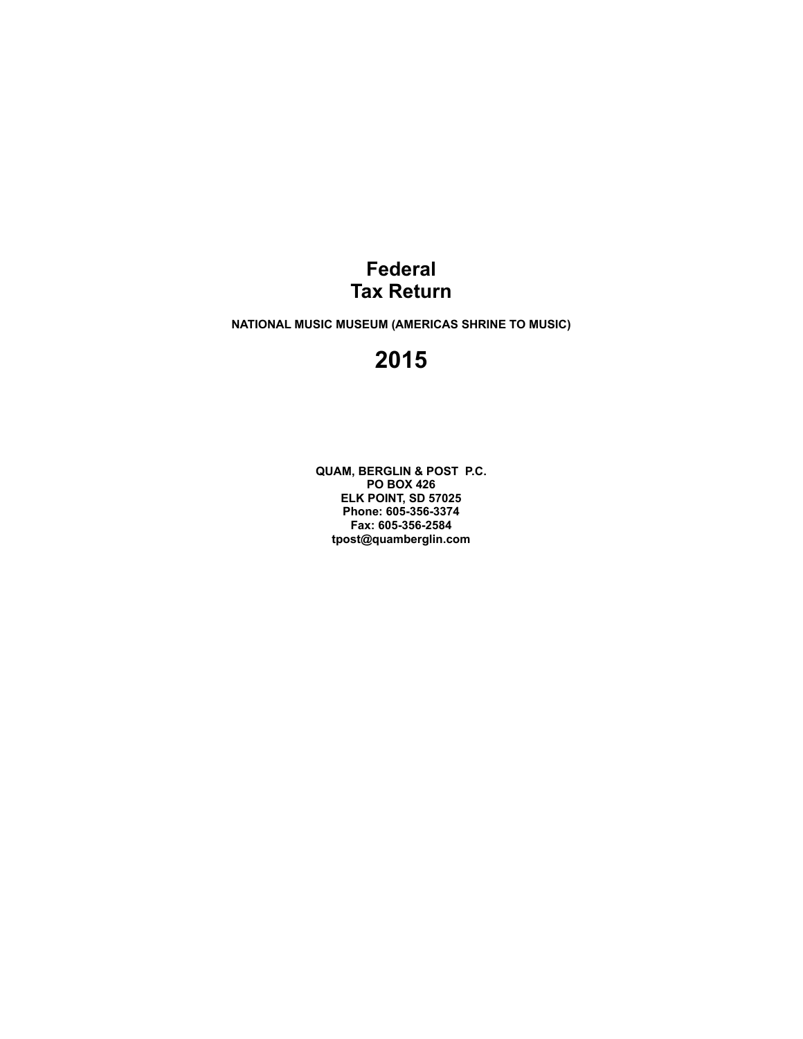# Federal
# Tax Return

**NATIONAL MUSIC MUSEUM (AMERICAS SHRINE TO MUSIC)**

# 2015

**QUAM, BERGLIN & POST P.C.**
**PO BOX 426**
**ELK POINT, SD 57025**
**Phone: 605-356-3374**
**Fax: 605-356-2584**
**tpost@quamberglin.com**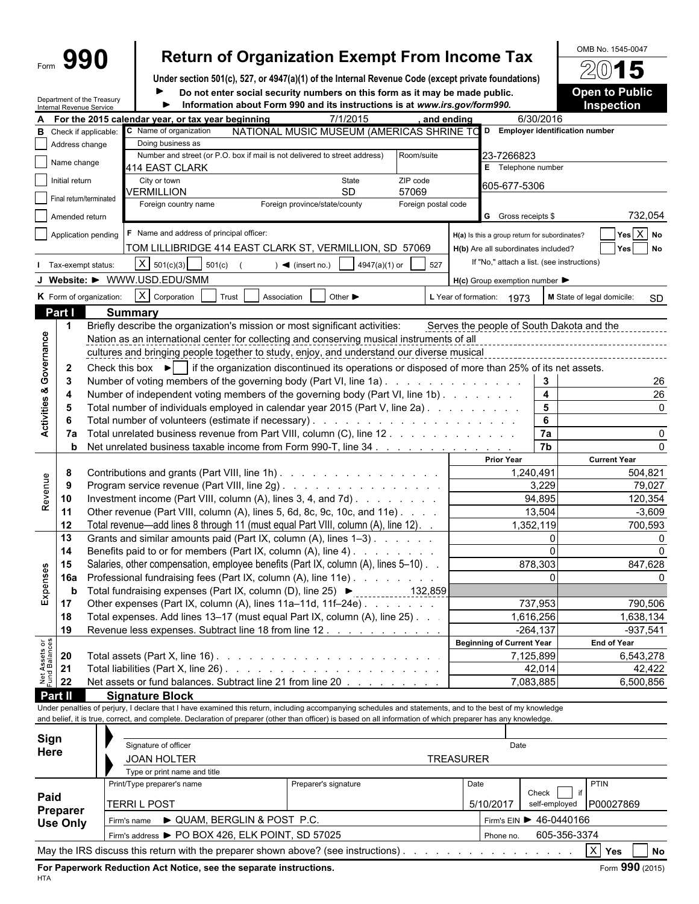Form **990**

# Return of Organization Exempt From Income Tax

**Under section 501(c), 527, or 4947(a)(1) of the Internal Revenue Code (except private foundations)**

► **Do not enter social security numbers on this form as it may be made public.**

► **Information about Form 990 and its instructions is at *www.irs.gov/form990.***

OMB No. 1545-0047

**2015**

**Open to Public Inspection**

Department of the Treasury
Internal Revenue Service

**A For the 2015 calendar year, or tax year beginning** 7/1/2015 **, and ending** 6/30/2016

**B** Check if applicable:
- [ ] Address change
- [ ] Name change
- [ ] Initial return
- [ ] Final return/terminated
- [ ] Amended return
- [ ] Application pending

**C** Name of organization: NATIONAL MUSIC MUSEUM (AMERICAS SHRINE TO

Doing business as

Number and street (or P.O. box if mail is not delivered to street address): 414 EAST CLARK | Room/suite

City or town: VERMILLION | State: SD | ZIP code: 57069

Foreign country name | Foreign province/state/county | Foreign postal code

**D Employer identification number:** 23-7266823

**E** Telephone number: 605-677-5306

**G** Gross receipts $ 732,054

**F** Name and address of principal officer: TOM LILLIBRIDGE 414 EAST CLARK ST, VERMILLION, SD 57069

**H(a)** Is this a group return for subordinates? [ ] Yes [X] No

**H(b)** Are all subordinates included? [ ] Yes [ ] No
If "No," attach a list. (see instructions)

**H(c)** Group exemption number ►

**I** Tax-exempt status: [X] 501(c)(3) [ ] 501(c) ( ) ◄ (insert no.) [ ] 4947(a)(1) or [ ] 527

**J Website: ►** WWW.USD.EDU/SMM

**K** Form of organization: [X] Corporation [ ] Trust [ ] Association [ ] Other ►

**L** Year of formation: 1973 **M** State of legal domicile: SD

## Part I Summary

**Activities & Governance**

1 Briefly describe the organization's mission or most significant activities: Serves the people of South Dakota and the Nation as an international center for collecting and conserving musical instruments of all cultures and bringing people together to study, enjoy, and understand our diverse musical

2 Check this box ► [ ] if the organization discontinued its operations or disposed of more than 25% of its net assets.

| | | | |
|---|---|---|---|
| 3 | Number of voting members of the governing body (Part VI, line 1a) | 3 | 26 |
| 4 | Number of independent voting members of the governing body (Part VI, line 1b) | 4 | 26 |
| 5 | Total number of individuals employed in calendar year 2015 (Part V, line 2a) | 5 | 0 |
| 6 | Total number of volunteers (estimate if necessary) | 6 | |
| 7a | Total unrelated business revenue from Part VIII, column (C), line 12 | 7a | 0 |
| b | Net unrelated business taxable income from Form 990-T, line 34 | 7b | 0 |

| | | | Prior Year | Current Year |
|---|---|---|---|---|
| **Revenue** | 8 | Contributions and grants (Part VIII, line 1h) | 1,240,491 | 504,821 |
| | 9 | Program service revenue (Part VIII, line 2g) | 3,229 | 79,027 |
| | 10 | Investment income (Part VIII, column (A), lines 3, 4, and 7d) | 94,895 | 120,354 |
| | 11 | Other revenue (Part VIII, column (A), lines 5, 6d, 8c, 9c, 10c, and 11e) | 13,504 | -3,609 |
| | 12 | Total revenue—add lines 8 through 11 (must equal Part VIII, column (A), line 12) | 1,352,119 | 700,593 |
| **Expenses** | 13 | Grants and similar amounts paid (Part IX, column (A), lines 1–3) | 0 | 0 |
| | 14 | Benefits paid to or for members (Part IX, column (A), line 4) | 0 | 0 |
| | 15 | Salaries, other compensation, employee benefits (Part IX, column (A), lines 5–10) | 878,303 | 847,628 |
| | 16a | Professional fundraising fees (Part IX, column (A), line 11e) | 0 | 0 |
| | b | Total fundraising expenses (Part IX, column (D), line 25) ► 132,859 | | |
| | 17 | Other expenses (Part IX, column (A), lines 11a–11d, 11f–24e) | 737,953 | 790,506 |
| | 18 | Total expenses. Add lines 13–17 (must equal Part IX, column (A), line 25) | 1,616,256 | 1,638,134 |
| | 19 | Revenue less expenses. Subtract line 18 from line 12 | -264,137 | -937,541 |

| | | | Beginning of Current Year | End of Year |
|---|---|---|---|---|
| **Net Assets or Fund Balances** | 20 | Total assets (Part X, line 16) | 7,125,899 | 6,543,278 |
| | 21 | Total liabilities (Part X, line 26) | 42,014 | 42,422 |
| | 22 | Net assets or fund balances. Subtract line 21 from line 20 | 7,083,885 | 6,500,856 |

## Part II Signature Block

Under penalties of perjury, I declare that I have examined this return, including accompanying schedules and statements, and to the best of my knowledge and belief, it is true, correct, and complete. Declaration of preparer (other than officer) is based on all information of which preparer has any knowledge.

**Sign Here**

Signature of officer | Date

JOAN HOLTER TREASURER

Type or print name and title

**Paid Preparer Use Only**

| Print/Type preparer's name | Preparer's signature | Date | Check [ ] if self-employed | PTIN |
|---|---|---|---|---|
| TERRI L POST | | 5/10/2017 | | P00027869 |

Firm's name ► QUAM, BERGLIN & POST P.C. | Firm's EIN ► 46-0440166

Firm's address ► PO BOX 426, ELK POINT, SD 57025 | Phone no. 605-356-3374

May the IRS discuss this return with the preparer shown above? (see instructions) [X] Yes [ ] No

**For Paperwork Reduction Act Notice, see the separate instructions.** Form **990** (2015)

HTA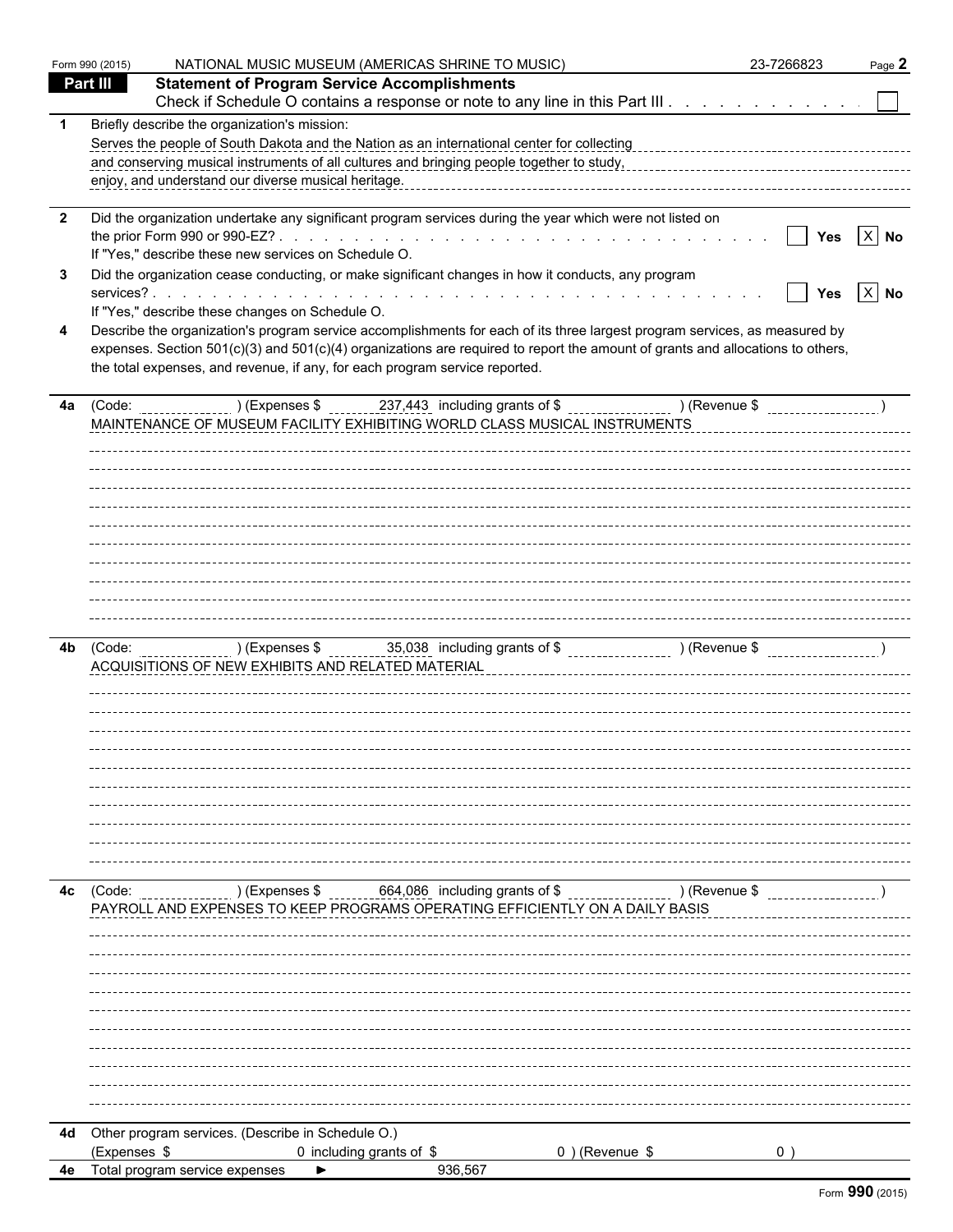Form 990 (2015) NATIONAL MUSIC MUSEUM (AMERICAS SHRINE TO MUSIC) 23-7266823 Page **2**

## Part III Statement of Program Service Accomplishments

Check if Schedule O contains a response or note to any line in this Part III . . . . . . . . . . . . [ ]

**1** Briefly describe the organization's mission:

Serves the people of South Dakota and the Nation as an international center for collecting and conserving musical instruments of all cultures and bringing people together to study, enjoy, and understand our diverse musical heritage.

**2** Did the organization undertake any significant program services during the year which were not listed on the prior Form 990 or 990-EZ? . . . . . . . . . . . . . . . . . . . . . . . . . . . . . . . [ ] **Yes** [X] **No**

If "Yes," describe these new services on Schedule O.

**3** Did the organization cease conducting, or make significant changes in how it conducts, any program services? . . . . . . . . . . . . . . . . . . . . . . . . . . . . . . . . . . . . . . . . [ ] **Yes** [X] **No**

If "Yes," describe these changes on Schedule O.

**4** Describe the organization's program service accomplishments for each of its three largest program services, as measured by expenses. Section 501(c)(3) and 501(c)(4) organizations are required to report the amount of grants and allocations to others, the total expenses, and revenue, if any, for each program service reported.

**4a** (Code: ) (Expenses $ 237,443 including grants of $ ) (Revenue $ )

MAINTENANCE OF MUSEUM FACILITY EXHIBITING WORLD CLASS MUSICAL INSTRUMENTS

**4b** (Code: ) (Expenses $ 35,038 including grants of $ ) (Revenue $ )

ACQUISITIONS OF NEW EXHIBITS AND RELATED MATERIAL

**4c** (Code: ) (Expenses $ 664,086 including grants of $ ) (Revenue $ )

PAYROLL AND EXPENSES TO KEEP PROGRAMS OPERATING EFFICIENTLY ON A DAILY BASIS

**4d** Other program services. (Describe in Schedule O.)

(Expenses $ 0 including grants of $ 0 ) (Revenue $ 0 )

**4e** Total program service expenses ► 936,567

Form **990** (2015)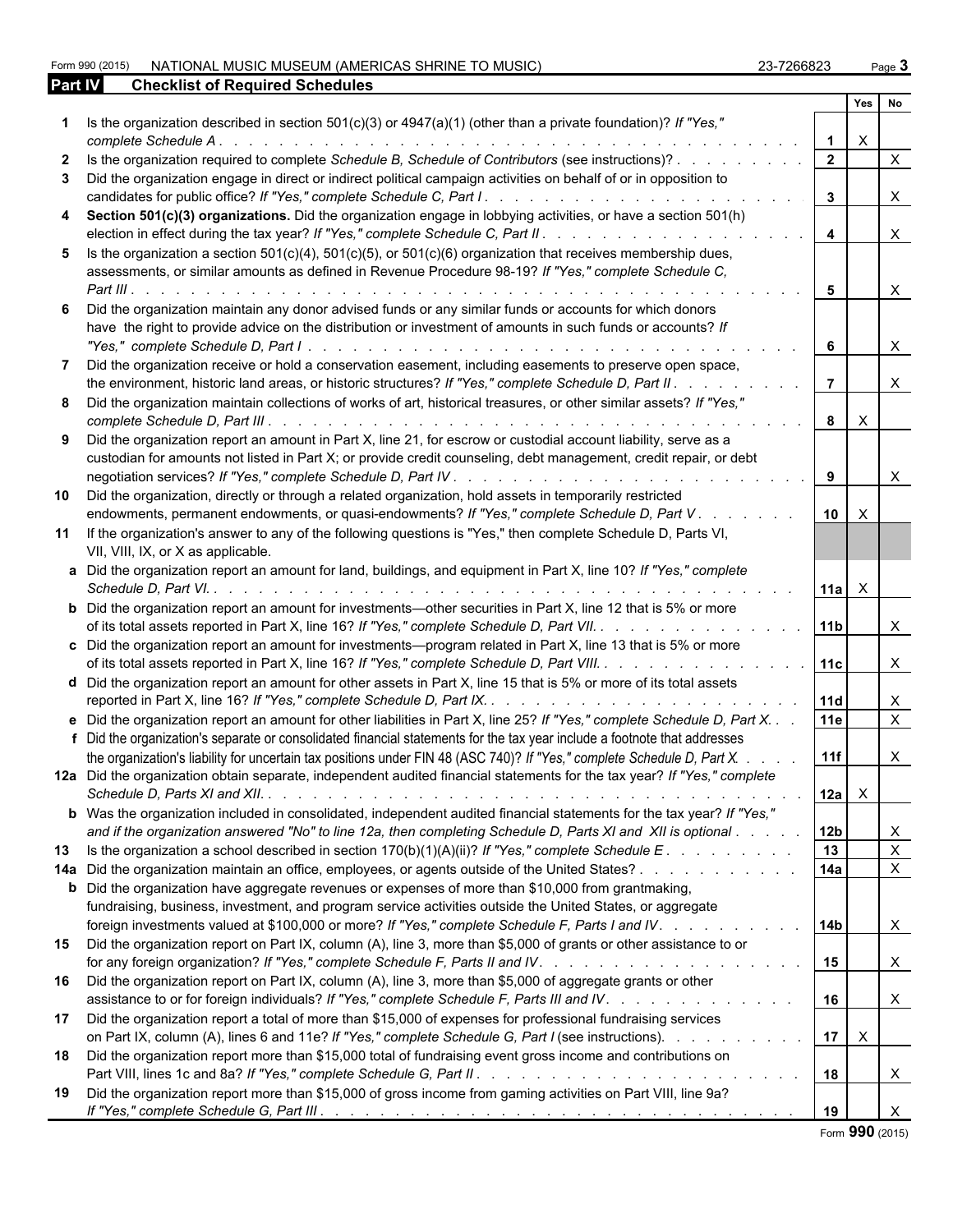Form 990 (2015) NATIONAL MUSIC MUSEUM (AMERICAS SHRINE TO MUSIC) 23-7266823 Page 3

**Part IV Checklist of Required Schedules**

| | | | Yes | No |
|---|---|---|---|---|
| 1 | Is the organization described in section 501(c)(3) or 4947(a)(1) (other than a private foundation)? *If "Yes," complete Schedule A* | 1 | X | |
| 2 | Is the organization required to complete *Schedule B, Schedule of Contributors* (see instructions)? | 2 | | X |
| 3 | Did the organization engage in direct or indirect political campaign activities on behalf of or in opposition to candidates for public office? *If "Yes," complete Schedule C, Part I* | 3 | | X |
| 4 | **Section 501(c)(3) organizations.** Did the organization engage in lobbying activities, or have a section 501(h) election in effect during the tax year? *If "Yes," complete Schedule C, Part II* | 4 | | X |
| 5 | Is the organization a section 501(c)(4), 501(c)(5), or 501(c)(6) organization that receives membership dues, assessments, or similar amounts as defined in Revenue Procedure 98-19? *If "Yes," complete Schedule C, Part III* | 5 | | X |
| 6 | Did the organization maintain any donor advised funds or any similar funds or accounts for which donors have the right to provide advice on the distribution or investment of amounts in such funds or accounts? *If "Yes," complete Schedule D, Part I* | 6 | | X |
| 7 | Did the organization receive or hold a conservation easement, including easements to preserve open space, the environment, historic land areas, or historic structures? *If "Yes," complete Schedule D, Part II* | 7 | | X |
| 8 | Did the organization maintain collections of works of art, historical treasures, or other similar assets? *If "Yes," complete Schedule D, Part III* | 8 | X | |
| 9 | Did the organization report an amount in Part X, line 21, for escrow or custodial account liability, serve as a custodian for amounts not listed in Part X; or provide credit counseling, debt management, credit repair, or debt negotiation services? *If "Yes," complete Schedule D, Part IV* | 9 | | X |
| 10 | Did the organization, directly or through a related organization, hold assets in temporarily restricted endowments, permanent endowments, or quasi-endowments? *If "Yes," complete Schedule D, Part V* | 10 | X | |
| 11 | If the organization's answer to any of the following questions is "Yes," then complete Schedule D, Parts VI, VII, VIII, IX, or X as applicable. | | | |
| a | Did the organization report an amount for land, buildings, and equipment in Part X, line 10? *If "Yes," complete Schedule D, Part VI.* | 11a | X | |
| b | Did the organization report an amount for investments—other securities in Part X, line 12 that is 5% or more of its total assets reported in Part X, line 16? *If "Yes," complete Schedule D, Part VII.* | 11b | | X |
| c | Did the organization report an amount for investments—program related in Part X, line 13 that is 5% or more of its total assets reported in Part X, line 16? *If "Yes," complete Schedule D, Part VIII.* | 11c | | X |
| d | Did the organization report an amount for other assets in Part X, line 15 that is 5% or more of its total assets reported in Part X, line 16? *If "Yes," complete Schedule D, Part IX.* | 11d | | X |
| e | Did the organization report an amount for other liabilities in Part X, line 25? *If "Yes," complete Schedule D, Part X.* | 11e | | X |
| f | Did the organization's separate or consolidated financial statements for the tax year include a footnote that addresses the organization's liability for uncertain tax positions under FIN 48 (ASC 740)? *If "Yes," complete Schedule D, Part X.* | 11f | | X |
| 12a | Did the organization obtain separate, independent audited financial statements for the tax year? *If "Yes," complete Schedule D, Parts XI and XII.* | 12a | X | |
| b | Was the organization included in consolidated, independent audited financial statements for the tax year? *If "Yes," and if the organization answered "No" to line 12a, then completing Schedule D, Parts XI and XII is optional* | 12b | | X |
| 13 | Is the organization a school described in section 170(b)(1)(A)(ii)? *If "Yes," complete Schedule E* | 13 | | X |
| 14a | Did the organization maintain an office, employees, or agents outside of the United States? | 14a | | X |
| b | Did the organization have aggregate revenues or expenses of more than $10,000 from grantmaking, fundraising, business, investment, and program service activities outside the United States, or aggregate foreign investments valued at $100,000 or more? *If "Yes," complete Schedule F, Parts I and IV* | 14b | | X |
| 15 | Did the organization report on Part IX, column (A), line 3, more than $5,000 of grants or other assistance to or for any foreign organization? *If "Yes," complete Schedule F, Parts II and IV* | 15 | | X |
| 16 | Did the organization report on Part IX, column (A), line 3, more than $5,000 of aggregate grants or other assistance to or for foreign individuals? *If "Yes," complete Schedule F, Parts III and IV* | 16 | | X |
| 17 | Did the organization report a total of more than $15,000 of expenses for professional fundraising services on Part IX, column (A), lines 6 and 11e? *If "Yes," complete Schedule G, Part I* (see instructions) | 17 | X | |
| 18 | Did the organization report more than $15,000 total of fundraising event gross income and contributions on Part VIII, lines 1c and 8a? *If "Yes," complete Schedule G, Part II* | 18 | | X |
| 19 | Did the organization report more than $15,000 of gross income from gaming activities on Part VIII, line 9a? *If "Yes," complete Schedule G, Part III* | 19 | | X |

Form **990** (2015)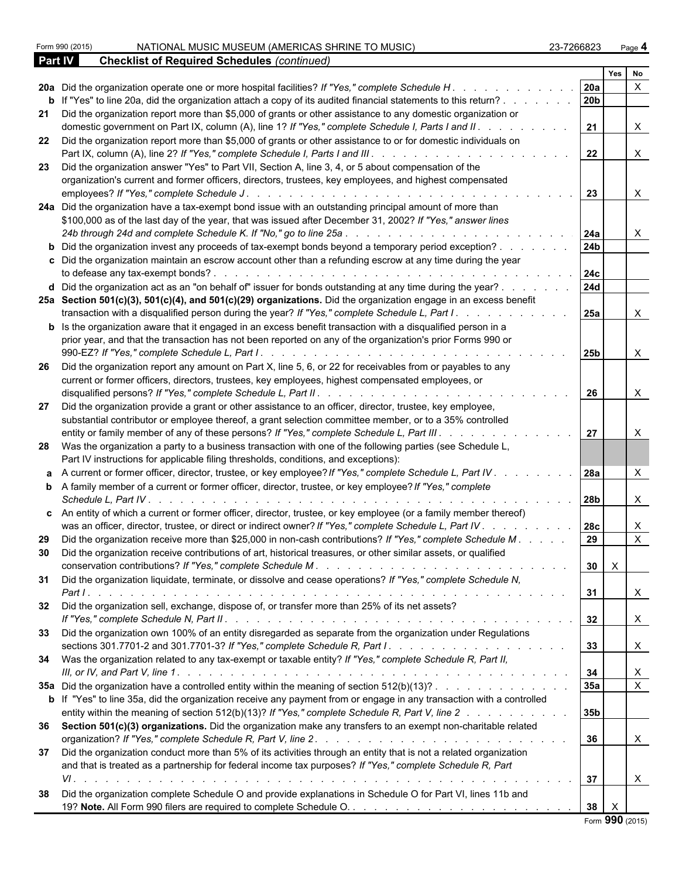Form 990 (2015) NATIONAL MUSIC MUSEUM (AMERICAS SHRINE TO MUSIC) 23-7266823 Page **4**

**Part IV** **Checklist of Required Schedules** *(continued)*

| | | | Yes | No |
|---|---|---|---|---|
| **20a** | Did the organization operate one or more hospital facilities? *If "Yes," complete Schedule H* | **20a** | | X |
| **b** | If "Yes" to line 20a, did the organization attach a copy of its audited financial statements to this return? | **20b** | | |
| **21** | Did the organization report more than $5,000 of grants or other assistance to any domestic organization or domestic government on Part IX, column (A), line 1? *If "Yes," complete Schedule I, Parts I and II* | **21** | | X |
| **22** | Did the organization report more than $5,000 of grants or other assistance to or for domestic individuals on Part IX, column (A), line 2? *If "Yes," complete Schedule I, Parts I and III* | **22** | | X |
| **23** | Did the organization answer "Yes" to Part VII, Section A, line 3, 4, or 5 about compensation of the organization's current and former officers, directors, trustees, key employees, and highest compensated employees? *If "Yes," complete Schedule J* | **23** | | X |
| **24a** | Did the organization have a tax-exempt bond issue with an outstanding principal amount of more than $100,000 as of the last day of the year, that was issued after December 31, 2002? *If "Yes," answer lines 24b through 24d and complete Schedule K. If "No," go to line 25a* | **24a** | | X |
| **b** | Did the organization invest any proceeds of tax-exempt bonds beyond a temporary period exception? | **24b** | | |
| **c** | Did the organization maintain an escrow account other than a refunding escrow at any time during the year to defease any tax-exempt bonds? | **24c** | | |
| **d** | Did the organization act as an "on behalf of" issuer for bonds outstanding at any time during the year? | **24d** | | |
| **25a** | **Section 501(c)(3), 501(c)(4), and 501(c)(29) organizations.** Did the organization engage in an excess benefit transaction with a disqualified person during the year? *If "Yes," complete Schedule L, Part I* | **25a** | | X |
| **b** | Is the organization aware that it engaged in an excess benefit transaction with a disqualified person in a prior year, and that the transaction has not been reported on any of the organization's prior Forms 990 or 990-EZ? *If "Yes," complete Schedule L, Part I* | **25b** | | X |
| **26** | Did the organization report any amount on Part X, line 5, 6, or 22 for receivables from or payables to any current or former officers, directors, trustees, key employees, highest compensated employees, or disqualified persons? *If "Yes," complete Schedule L, Part II* | **26** | | X |
| **27** | Did the organization provide a grant or other assistance to an officer, director, trustee, key employee, substantial contributor or employee thereof, a grant selection committee member, or to a 35% controlled entity or family member of any of these persons? *If "Yes," complete Schedule L, Part III* | **27** | | X |
| **28** | Was the organization a party to a business transaction with one of the following parties (see Schedule L, Part IV instructions for applicable filing thresholds, conditions, and exceptions): | | | |
| **a** | A current or former officer, director, trustee, or key employee? *If "Yes," complete Schedule L, Part IV* | **28a** | | X |
| **b** | A family member of a current or former officer, director, trustee, or key employee? *If "Yes," complete Schedule L, Part IV* | **28b** | | X |
| **c** | An entity of which a current or former officer, director, trustee, or key employee (or a family member thereof) was an officer, director, trustee, or direct or indirect owner? *If "Yes," complete Schedule L, Part IV* | **28c** | | X |
| **29** | Did the organization receive more than $25,000 in non-cash contributions? *If "Yes," complete Schedule M* | **29** | | X |
| **30** | Did the organization receive contributions of art, historical treasures, or other similar assets, or qualified conservation contributions? *If "Yes," complete Schedule M* | **30** | X | |
| **31** | Did the organization liquidate, terminate, or dissolve and cease operations? *If "Yes," complete Schedule N, Part I* | **31** | | X |
| **32** | Did the organization sell, exchange, dispose of, or transfer more than 25% of its net assets? *If "Yes," complete Schedule N, Part II* | **32** | | X |
| **33** | Did the organization own 100% of an entity disregarded as separate from the organization under Regulations sections 301.7701-2 and 301.7701-3? *If "Yes," complete Schedule R, Part I* | **33** | | X |
| **34** | Was the organization related to any tax-exempt or taxable entity? *If "Yes," complete Schedule R, Part II, III, or IV, and Part V, line 1* | **34** | | X |
| **35a** | Did the organization have a controlled entity within the meaning of section 512(b)(13)? | **35a** | | X |
| **b** | If "Yes" to line 35a, did the organization receive any payment from or engage in any transaction with a controlled entity within the meaning of section 512(b)(13)? *If "Yes," complete Schedule R, Part V, line 2* | **35b** | | |
| **36** | **Section 501(c)(3) organizations.** Did the organization make any transfers to an exempt non-charitable related organization? *If "Yes," complete Schedule R, Part V, line 2* | **36** | | X |
| **37** | Did the organization conduct more than 5% of its activities through an entity that is not a related organization and that is treated as a partnership for federal income tax purposes? *If "Yes," complete Schedule R, Part VI* | **37** | | X |
| **38** | Did the organization complete Schedule O and provide explanations in Schedule O for Part VI, lines 11b and 19? **Note.** All Form 990 filers are required to complete Schedule O. | **38** | X | |

Form **990** (2015)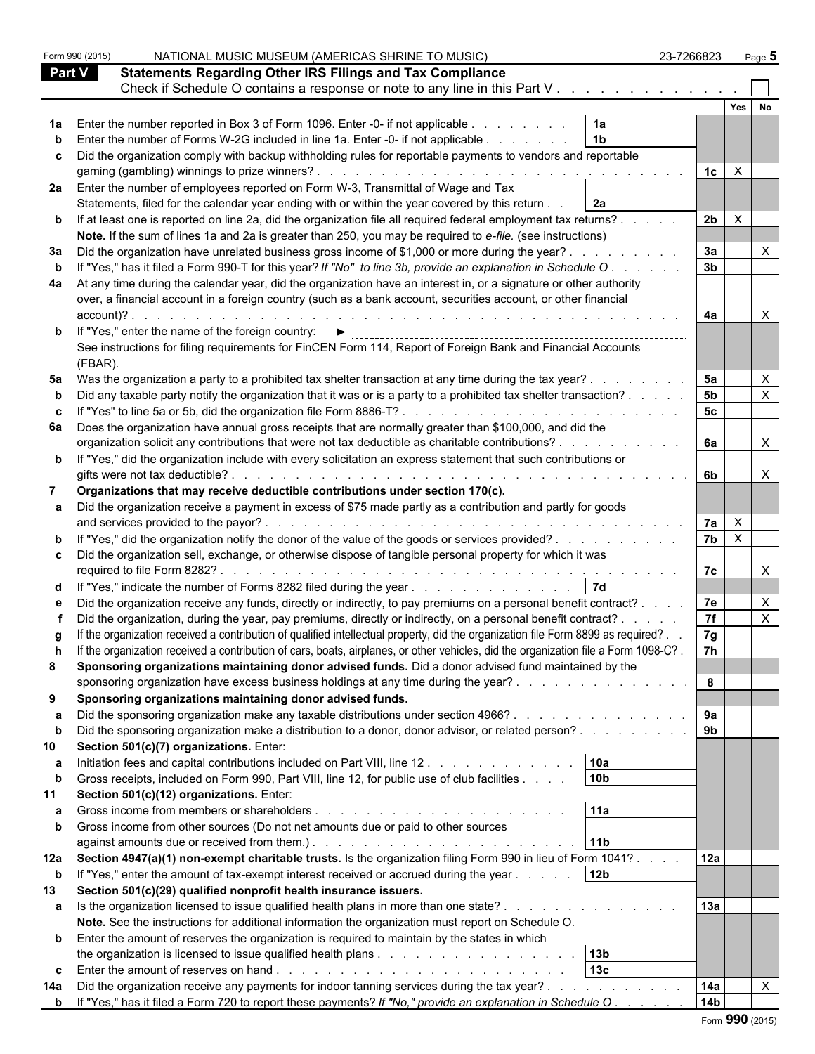Form 990 (2015) NATIONAL MUSIC MUSEUM (AMERICAS SHRINE TO MUSIC) 23-7266823 Page **5**

**Part V Statements Regarding Other IRS Filings and Tax Compliance**

Check if Schedule O contains a response or note to any line in this Part V . . . . . . . . . . . . . ☐

| | | | | Yes | No |
|---|---|---|---|---|---|
| **1a** | Enter the number reported in Box 3 of Form 1096. Enter -0- if not applicable . . . . . . . . **1a** | | | | |
| **b** | Enter the number of Forms W-2G included in line 1a. Enter -0- if not applicable . . . . . . . **1b** | | | | |
| **c** | Did the organization comply with backup withholding rules for reportable payments to vendors and reportable gaming (gambling) winnings to prize winners? . . . . . . . . . . . . . . . . . . . . . . . . . . . | | **1c** | X | |
| **2a** | Enter the number of employees reported on Form W-3, Transmittal of Wage and Tax Statements, filed for the calendar year ending with or within the year covered by this return . . **2a** | | | | |
| **b** | If at least one is reported on line 2a, did the organization file all required federal employment tax returns? . . . . . | | **2b** | X | |
| | **Note.** If the sum of lines 1a and 2a is greater than 250, you may be required to *e-file.* (see instructions) | | | | |
| **3a** | Did the organization have unrelated business gross income of $1,000 or more during the year? . . . . . . . . . | | **3a** | | X |
| **b** | If "Yes," has it filed a Form 990-T for this year? *If "No" to line 3b, provide an explanation in Schedule O* . . . . . . | | **3b** | | |
| **4a** | At any time during the calendar year, did the organization have an interest in, or a signature or other authority over, a financial account in a foreign country (such as a bank account, securities account, or other financial account)? . . . . . . . . . . . . . . . . . . . . . . . . . . . . . . . . . . . . | | **4a** | | X |
| **b** | If "Yes," enter the name of the foreign country: ► See instructions for filing requirements for FinCEN Form 114, Report of Foreign Bank and Financial Accounts (FBAR). | | | | |
| **5a** | Was the organization a party to a prohibited tax shelter transaction at any time during the tax year? . . . . . . . . | | **5a** | | X |
| **b** | Did any taxable party notify the organization that it was or is a party to a prohibited tax shelter transaction? . . . . . | | **5b** | | X |
| **c** | If "Yes" to line 5a or 5b, did the organization file Form 8886-T? . . . . . . . . . . . . . . . . . . . . . . | | **5c** | | |
| **6a** | Does the organization have annual gross receipts that are normally greater than $100,000, and did the organization solicit any contributions that were not tax deductible as charitable contributions? . . . . . . . . . . | | **6a** | | X |
| **b** | If "Yes," did the organization include with every solicitation an express statement that such contributions or gifts were not tax deductible? . . . . . . . . . . . . . . . . . . . . . . . . . . . . . . . . . | | **6b** | | X |
| **7** | **Organizations that may receive deductible contributions under section 170(c).** | | | | |
| **a** | Did the organization receive a payment in excess of $75 made partly as a contribution and partly for goods and services provided to the payor? . . . . . . . . . . . . . . . . . . . . . . . . . . . . . | | **7a** | X | |
| **b** | If "Yes," did the organization notify the donor of the value of the goods or services provided? . . . . . . . . . . | | **7b** | X | |
| **c** | Did the organization sell, exchange, or otherwise dispose of tangible personal property for which it was required to file Form 8282? . . . . . . . . . . . . . . . . . . . . . . . . . . . . . . . . . . . | | **7c** | | X |
| **d** | If "Yes," indicate the number of Forms 8282 filed during the year . . . . . . . . . . . . . . **7d** | | | | |
| **e** | Did the organization receive any funds, directly or indirectly, to pay premiums on a personal benefit contract? . . . . | | **7e** | | X |
| **f** | Did the organization, during the year, pay premiums, directly or indirectly, on a personal benefit contract? . . . . . | | **7f** | | X |
| **g** | If the organization received a contribution of qualified intellectual property, did the organization file Form 8899 as required? . . | | **7g** | | |
| **h** | If the organization received a contribution of cars, boats, airplanes, or other vehicles, did the organization file a Form 1098-C? . | | **7h** | | |
| **8** | **Sponsoring organizations maintaining donor advised funds.** Did a donor advised fund maintained by the sponsoring organization have excess business holdings at any time during the year? . . . . . . . . . . . . . . | | **8** | | |
| **9** | **Sponsoring organizations maintaining donor advised funds.** | | | | |
| **a** | Did the sponsoring organization make any taxable distributions under section 4966? . . . . . . . . . . . . . . | | **9a** | | |
| **b** | Did the sponsoring organization make a distribution to a donor, donor advisor, or related person? . . . . . . . . . | | **9b** | | |
| **10** | **Section 501(c)(7) organizations.** Enter: | | | | |
| **a** | Initiation fees and capital contributions included on Part VIII, line 12 . . . . . . . . . . . . **10a** | | | | |
| **b** | Gross receipts, included on Form 990, Part VIII, line 12, for public use of club facilities . . . . **10b** | | | | |
| **11** | **Section 501(c)(12) organizations.** Enter: | | | | |
| **a** | Gross income from members or shareholders . . . . . . . . . . . . . . . . . . . . . . **11a** | | | | |
| **b** | Gross income from other sources (Do not net amounts due or paid to other sources against amounts due or received from them.) . . . . . . . . . . . . . . . . . . . . . . . **11b** | | | | |
| **12a** | **Section 4947(a)(1) non-exempt charitable trusts.** Is the organization filing Form 990 in lieu of Form 1041? . . . . | | **12a** | | |
| **b** | If "Yes," enter the amount of tax-exempt interest received or accrued during the year . . . . . **12b** | | | | |
| **13** | **Section 501(c)(29) qualified nonprofit health insurance issuers.** | | | | |
| **a** | Is the organization licensed to issue qualified health plans in more than one state? . . . . . . . . . . . . . . . | | **13a** | | |
| | **Note.** See the instructions for additional information the organization must report on Schedule O. | | | | |
| **b** | Enter the amount of reserves the organization is required to maintain by the states in which the organization is licensed to issue qualified health plans . . . . . . . . . . . . . . . . . **13b** | | | | |
| **c** | Enter the amount of reserves on hand . . . . . . . . . . . . . . . . . . . . . . . . . **13c** | | | | |
| **14a** | Did the organization receive any payments for indoor tanning services during the tax year? . . . . . . . . . . . | | **14a** | | X |
| **b** | If "Yes," has it filed a Form 720 to report these payments? *If "No," provide an explanation in Schedule O* . . . . . . | | **14b** | | |

Form **990** (2015)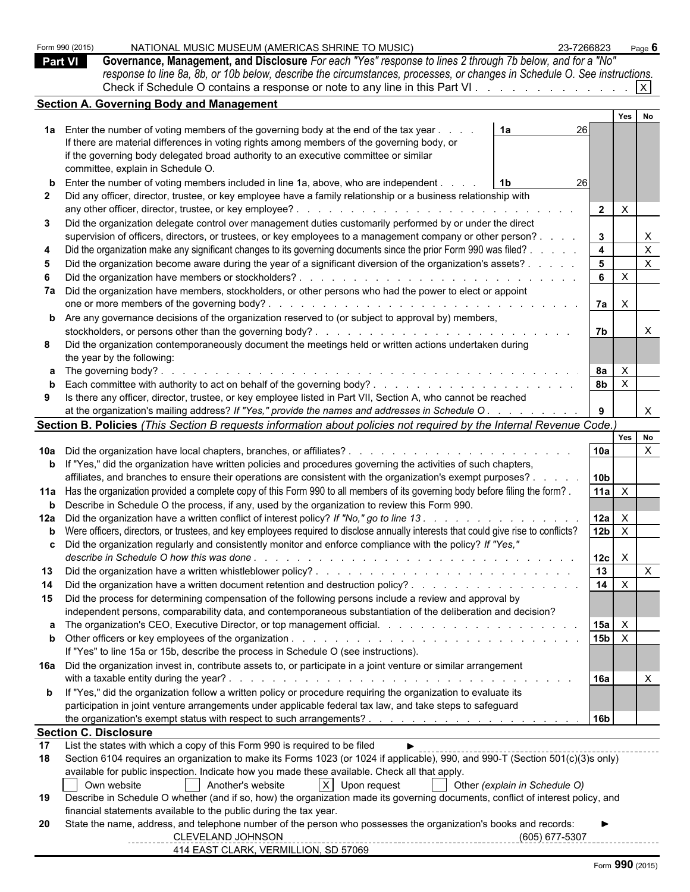Form 990 (2015) NATIONAL MUSIC MUSEUM (AMERICAS SHRINE TO MUSIC) 23-7266823 Page 6

**Part VI** **Governance, Management, and Disclosure** *For each "Yes" response to lines 2 through 7b below, and for a "No" response to line 8a, 8b, or 10b below, describe the circumstances, processes, or changes in Schedule O. See instructions.*

Check if Schedule O contains a response or note to any line in this Part VI . . . . . . . . . . . . . [X]

## Section A. Governing Body and Management

| | | | | Yes | No |
|---|---|---|---|---|---|
| **1a** | Enter the number of voting members of the governing body at the end of the tax year . . . . If there are material differences in voting rights among members of the governing body, or if the governing body delegated broad authority to an executive committee or similar committee, explain in Schedule O. | **1a** 26 | | | |
| **b** | Enter the number of voting members included in line 1a, above, who are independent . . . . | **1b** 26 | | | |
| **2** | Did any officer, director, trustee, or key employee have a family relationship or a business relationship with any other officer, director, trustee, or key employee? . . . . . . . . . . . . . . . . . . . . | | **2** | X | |
| **3** | Did the organization delegate control over management duties customarily performed by or under the direct supervision of officers, directors, or trustees, or key employees to a management company or other person? . . . . | | **3** | | X |
| **4** | Did the organization make any significant changes to its governing documents since the prior Form 990 was filed? . . . . . | | **4** | | X |
| **5** | Did the organization become aware during the year of a significant diversion of the organization's assets? . . . . . | | **5** | | X |
| **6** | Did the organization have members or stockholders? . . . . . . . . . . . . . . . . . . . . . . | | **6** | X | |
| **7a** | Did the organization have members, stockholders, or other persons who had the power to elect or appoint one or more members of the governing body? . . . . . . . . . . . . . . . . . . . . . . | | **7a** | X | |
| **b** | Are any governance decisions of the organization reserved to (or subject to approval by) members, stockholders, or persons other than the governing body? . . . . . . . . . . . . . . . . . . . . | | **7b** | | X |
| **8** | Did the organization contemporaneously document the meetings held or written actions undertaken during the year by the following: | | | | |
| **a** | The governing body? . . . . . . . . . . . . . . . . . . . . . . . . . . . . . | | **8a** | X | |
| **b** | Each committee with authority to act on behalf of the governing body? . . . . . . . . . . . . . . . . | | **8b** | X | |
| **9** | Is there any officer, director, trustee, or key employee listed in Part VII, Section A, who cannot be reached at the organization's mailing address? *If "Yes," provide the names and addresses in Schedule O* . . . . . . . . . | | **9** | | X |

## Section B. Policies *(This Section B requests information about policies not required by the Internal Revenue Code.)*

| | | | Yes | No |
|---|---|---|---|---|
| **10a** | Did the organization have local chapters, branches, or affiliates? . . . . . . . . . . . . . . . . . . . | **10a** | | X |
| **b** | If "Yes," did the organization have written policies and procedures governing the activities of such chapters, affiliates, and branches to ensure their operations are consistent with the organization's exempt purposes? . . . . . | **10b** | | |
| **11a** | Has the organization provided a complete copy of this Form 990 to all members of its governing body before filing the form? . | **11a** | X | |
| **b** | Describe in Schedule O the process, if any, used by the organization to review this Form 990. | | | |
| **12a** | Did the organization have a written conflict of interest policy? *If "No," go to line 13* . . . . . . . . . . . . . | **12a** | X | |
| **b** | Were officers, directors, or trustees, and key employees required to disclose annually interests that could give rise to conflicts? | **12b** | X | |
| **c** | Did the organization regularly and consistently monitor and enforce compliance with the policy? *If "Yes," describe in Schedule O how this was done* . . . . . . . . . . . . . . . . . . . . . . . . . | **12c** | X | |
| **13** | Did the organization have a written whistleblower policy? . . . . . . . . . . . . . . . . . . . . . | **13** | | X |
| **14** | Did the organization have a written document retention and destruction policy? . . . . . . . . . . . . . . | **14** | X | |
| **15** | Did the process for determining compensation of the following persons include a review and approval by independent persons, comparability data, and contemporaneous substantiation of the deliberation and decision? | | | |
| **a** | The organization's CEO, Executive Director, or top management official. . . . . . . . . . . . . . . . . | **15a** | X | |
| **b** | Other officers or key employees of the organization . . . . . . . . . . . . . . . . . . . . . . . If "Yes" to line 15a or 15b, describe the process in Schedule O (see instructions). | **15b** | X | |
| **16a** | Did the organization invest in, contribute assets to, or participate in a joint venture or similar arrangement with a taxable entity during the year? . . . . . . . . . . . . . . . . . . . . . . . . . . . | **16a** | | X |
| **b** | If "Yes," did the organization follow a written policy or procedure requiring the organization to evaluate its participation in joint venture arrangements under applicable federal tax law, and take steps to safeguard the organization's exempt status with respect to such arrangements? . . . . . . . . . . . . . . . . . | **16b** | | |

## Section C. Disclosure

**17** List the states with which a copy of this Form 990 is required to be filed ►

**18** Section 6104 requires an organization to make its Forms 1023 (or 1024 if applicable), 990, and 990-T (Section 501(c)(3)s only) available for public inspection. Indicate how you made these available. Check all that apply.

[ ] Own website  [ ] Another's website  [X] Upon request  [ ] Other *(explain in Schedule O)*

**19** Describe in Schedule O whether (and if so, how) the organization made its governing documents, conflict of interest policy, and financial statements available to the public during the tax year.

**20** State the name, address, and telephone number of the person who possesses the organization's books and records: ►

CLEVELAND JOHNSON (605) 677-5307
414 EAST CLARK, VERMILLION, SD 57069

Form **990** (2015)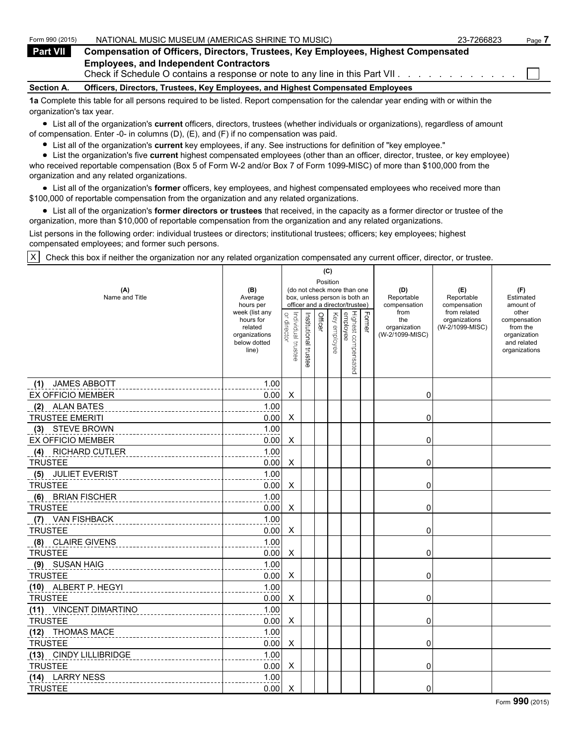Form 990 (2015) NATIONAL MUSIC MUSEUM (AMERICAS SHRINE TO MUSIC) 23-7266823 Page 7

## Part VII Compensation of Officers, Directors, Trustees, Key Employees, Highest Compensated Employees, and Independent Contractors

Check if Schedule O contains a response or note to any line in this Part VII . . . . . . . . . . . . ☐

### Section A. Officers, Directors, Trustees, Key Employees, and Highest Compensated Employees

**1a** Complete this table for all persons required to be listed. Report compensation for the calendar year ending with or within the organization's tax year.

- List all of the organization's **current** officers, directors, trustees (whether individuals or organizations), regardless of amount of compensation. Enter -0- in columns (D), (E), and (F) if no compensation was paid.
- List all of the organization's **current** key employees, if any. See instructions for definition of "key employee."
- List the organization's five **current** highest compensated employees (other than an officer, director, trustee, or key employee) who received reportable compensation (Box 5 of Form W-2 and/or Box 7 of Form 1099-MISC) of more than $100,000 from the organization and any related organizations.
- List all of the organization's **former** officers, key employees, and highest compensated employees who received more than $100,000 of reportable compensation from the organization and any related organizations.
- List all of the organization's **former directors or trustees** that received, in the capacity as a former director or trustee of the organization, more than $10,000 of reportable compensation from the organization and any related organizations.

List persons in the following order: individual trustees or directors; institutional trustees; officers; key employees; highest compensated employees; and former such persons.

☒ Check this box if neither the organization nor any related organization compensated any current officer, director, or trustee.

| (A) Name and Title | (B) Average hours per week (list any hours for related organizations below dotted line) | (C) Position (do not check more than one box, unless person is both an officer and a director/trustee): Individual trustee or director | Institutional trustee | Officer | Key employee | Highest compensated employee | Former | (D) Reportable compensation from the organization (W-2/1099-MISC) | (E) Reportable compensation from related organizations (W-2/1099-MISC) | (F) Estimated amount of other compensation from the organization and related organizations |
|---|---|---|---|---|---|---|---|---|---|---|
| (1) JAMES ABBOTT<br>EX OFFICIO MEMBER | 1.00<br>0.00 | X | | | | | | 0 | | |
| (2) ALAN BATES<br>TRUSTEE EMERITI | 1.00<br>0.00 | X | | | | | | 0 | | |
| (3) STEVE BROWN<br>EX OFFICIO MEMBER | 1.00<br>0.00 | X | | | | | | 0 | | |
| (4) RICHARD CUTLER<br>TRUSTEE | 1.00<br>0.00 | X | | | | | | 0 | | |
| (5) JULIET EVERIST<br>TRUSTEE | 1.00<br>0.00 | X | | | | | | 0 | | |
| (6) BRIAN FISCHER<br>TRUSTEE | 1.00<br>0.00 | X | | | | | | 0 | | |
| (7) VAN FISHBACK<br>TRUSTEE | 1.00<br>0.00 | X | | | | | | 0 | | |
| (8) CLAIRE GIVENS<br>TRUSTEE | 1.00<br>0.00 | X | | | | | | 0 | | |
| (9) SUSAN HAIG<br>TRUSTEE | 1.00<br>0.00 | X | | | | | | 0 | | |
| (10) ALBERT P. HEGYI<br>TRUSTEE | 1.00<br>0.00 | X | | | | | | 0 | | |
| (11) VINCENT DIMARTINO<br>TRUSTEE | 1.00<br>0.00 | X | | | | | | 0 | | |
| (12) THOMAS MACE<br>TRUSTEE | 1.00<br>0.00 | X | | | | | | 0 | | |
| (13) CINDY LILLIBRIDGE<br>TRUSTEE | 1.00<br>0.00 | X | | | | | | 0 | | |
| (14) LARRY NESS<br>TRUSTEE | 1.00<br>0.00 | X | | | | | | 0 | | |

Form **990** (2015)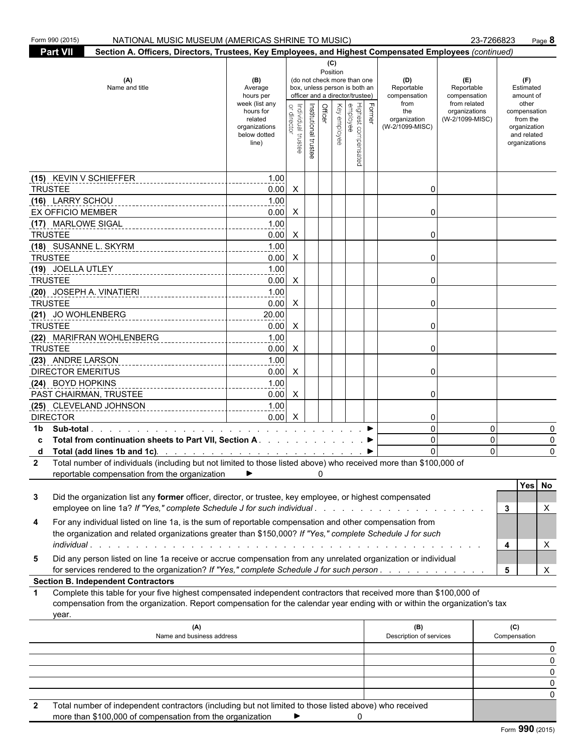Form 990 (2015) NATIONAL MUSIC MUSEUM (AMERICAS SHRINE TO MUSIC) 23-7266823 Page **8**

**Part VII** **Section A. Officers, Directors, Trustees, Key Employees, and Highest Compensated Employees** *(continued)*

| (A) Name and title | (B) Average hours per week (list any hours for related organizations below dotted line) | (C) Position: Individual trustee or director | Institutional trustee | Officer | Key employee | Highest compensated employee | Former | (D) Reportable compensation from the organization (W-2/1099-MISC) | (E) Reportable compensation from related organizations (W-2/1099-MISC) | (F) Estimated amount of other compensation from the organization and related organizations |
|---|---|---|---|---|---|---|---|---|---|---|
| (15) KEVIN V SCHIEFFER<br>TRUSTEE | 1.00<br>0.00 | X | | | | | | 0 | | |
| (16) LARRY SCHOU<br>EX OFFICIO MEMBER | 1.00<br>0.00 | X | | | | | | 0 | | |
| (17) MARLOWE SIGAL<br>TRUSTEE | 1.00<br>0.00 | X | | | | | | 0 | | |
| (18) SUSANNE L. SKYRM<br>TRUSTEE | 1.00<br>0.00 | X | | | | | | 0 | | |
| (19) JOELLA UTLEY<br>TRUSTEE | 1.00<br>0.00 | X | | | | | | 0 | | |
| (20) JOSEPH A. VINATIERI<br>TRUSTEE | 1.00<br>0.00 | X | | | | | | 0 | | |
| (21) JO WOHLENBERG<br>TRUSTEE | 20.00<br>0.00 | X | | | | | | 0 | | |
| (22) MARIFRAN WOHLENBERG<br>TRUSTEE | 1.00<br>0.00 | X | | | | | | 0 | | |
| (23) ANDRE LARSON<br>DIRECTOR EMERITUS | 1.00<br>0.00 | X | | | | | | 0 | | |
| (24) BOYD HOPKINS<br>PAST CHAIRMAN, TRUSTEE | 1.00<br>0.00 | X | | | | | | 0 | | |
| (25) CLEVELAND JOHNSON<br>DIRECTOR | 1.00<br>0.00 | X | | | | | | 0 | | |
| **1b Sub-total** ► | | | | | | | | 0 | 0 | 0 |
| **c Total from continuation sheets to Part VII, Section A** ► | | | | | | | | 0 | 0 | 0 |
| **d Total (add lines 1b and 1c)** ► | | | | | | | | 0 | 0 | 0 |

**2** Total number of individuals (including but not limited to those listed above) who received more than $100,000 of reportable compensation from the organization ► 0

| | | | Yes | No |
|---|---|---|---|---|
| **3** | Did the organization list any **former** officer, director, or trustee, key employee, or highest compensated employee on line 1a? *If "Yes," complete Schedule J for such individual* | 3 | | X |
| **4** | For any individual listed on line 1a, is the sum of reportable compensation and other compensation from the organization and related organizations greater than $150,000? *If "Yes," complete Schedule J for such individual* | 4 | | X |
| **5** | Did any person listed on line 1a receive or accrue compensation from any unrelated organization or individual for services rendered to the organization? *If "Yes," complete Schedule J for such person* | 5 | | X |

**Section B. Independent Contractors**

**1** Complete this table for your five highest compensated independent contractors that received more than $100,000 of compensation from the organization. Report compensation for the calendar year ending with or within the organization's tax year.

| (A) Name and business address | (B) Description of services | (C) Compensation |
|---|---|---|
| | | 0 |
| | | 0 |
| | | 0 |
| | | 0 |
| | | 0 |

**2** Total number of independent contractors (including but not limited to those listed above) who received more than $100,000 of compensation from the organization ► 0

Form **990** (2015)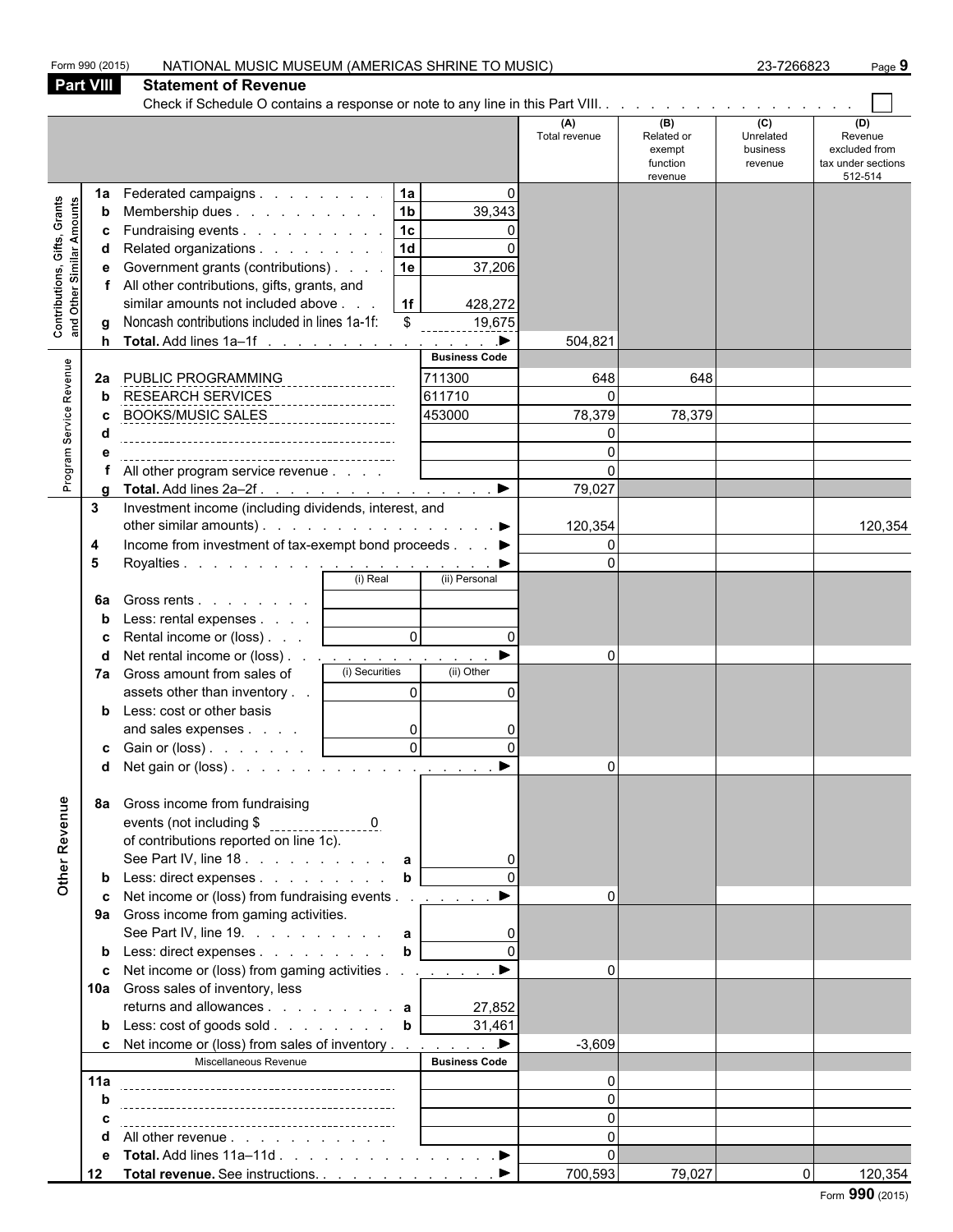Form 990 (2015) NATIONAL MUSIC MUSEUM (AMERICAS SHRINE TO MUSIC) 23-7266823 Page **9**

## Part VIII Statement of Revenue

Check if Schedule O contains a response or note to any line in this Part VIII. . . . . . . . . . . . . . . . . . . ☐

| | | | | (A) Total revenue | (B) Related or exempt function revenue | (C) Unrelated business revenue | (D) Revenue excluded from tax under sections 512-514 |
|---|---|---|---|---|---|---|---|
| **Contributions, Gifts, Grants and Other Similar Amounts** | 1a Federated campaigns | 1a | 0 | | | | |
| | b Membership dues | 1b | 39,343 | | | | |
| | c Fundraising events | 1c | 0 | | | | |
| | d Related organizations | 1d | 0 | | | | |
| | e Government grants (contributions) | 1e | 37,206 | | | | |
| | f All other contributions, gifts, grants, and similar amounts not included above | 1f | 428,272 | | | | |
| | g Noncash contributions included in lines 1a-1f: $ 19,675 | | | | | | |
| | h **Total.** Add lines 1a–1f | | ▶ | 504,821 | | | |
| **Program Service Revenue** | | | Business Code | | | | |
| | 2a PUBLIC PROGRAMMING | | 711300 | 648 | 648 | | |
| | b RESEARCH SERVICES | | 611710 | 0 | | | |
| | c BOOKS/MUSIC SALES | | 453000 | 78,379 | 78,379 | | |
| | d | | | 0 | | | |
| | e | | | 0 | | | |
| | f All other program service revenue | | | 0 | | | |
| | g **Total.** Add lines 2a–2f | | ▶ | 79,027 | | | |
| | 3 Investment income (including dividends, interest, and other similar amounts) | | ▶ | 120,354 | | | 120,354 |
| | 4 Income from investment of tax-exempt bond proceeds | | ▶ | 0 | | | |
| | 5 Royalties | | ▶ | 0 | | | |
| | | (i) Real | (ii) Personal | | | | |
| | 6a Gross rents | | | | | | |
| | b Less: rental expenses | | | | | | |
| | c Rental income or (loss) | 0 | 0 | | | | |
| | d Net rental income or (loss) | | ▶ | 0 | | | |
| | 7a Gross amount from sales of assets other than inventory | (i) Securities 0 | (ii) Other 0 | | | | |
| | b Less: cost or other basis and sales expenses | 0 | 0 | | | | |
| | c Gain or (loss) | 0 | 0 | | | | |
| | d Net gain or (loss) | | ▶ | 0 | | | |
| **Other Revenue** | 8a Gross income from fundraising events (not including $ 0 of contributions reported on line 1c). See Part IV, line 18 | a | 0 | | | | |
| | b Less: direct expenses | b | 0 | | | | |
| | c Net income or (loss) from fundraising events | | ▶ | 0 | | | |
| | 9a Gross income from gaming activities. See Part IV, line 19 | a | 0 | | | | |
| | b Less: direct expenses | b | 0 | | | | |
| | c Net income or (loss) from gaming activities | | ▶ | 0 | | | |
| | 10a Gross sales of inventory, less returns and allowances | a | 27,852 | | | | |
| | b Less: cost of goods sold | b | 31,461 | | | | |
| | c Net income or (loss) from sales of inventory | | ▶ | -3,609 | | | |
| | Miscellaneous Revenue | | Business Code | | | | |
| | 11a | | | 0 | | | |
| | b | | | 0 | | | |
| | c | | | 0 | | | |
| | d All other revenue | | | 0 | | | |
| | e **Total.** Add lines 11a–11d | | ▶ | 0 | | | |
| | 12 **Total revenue.** See instructions. | | ▶ | 700,593 | 79,027 | 0 | 120,354 |

Form **990** (2015)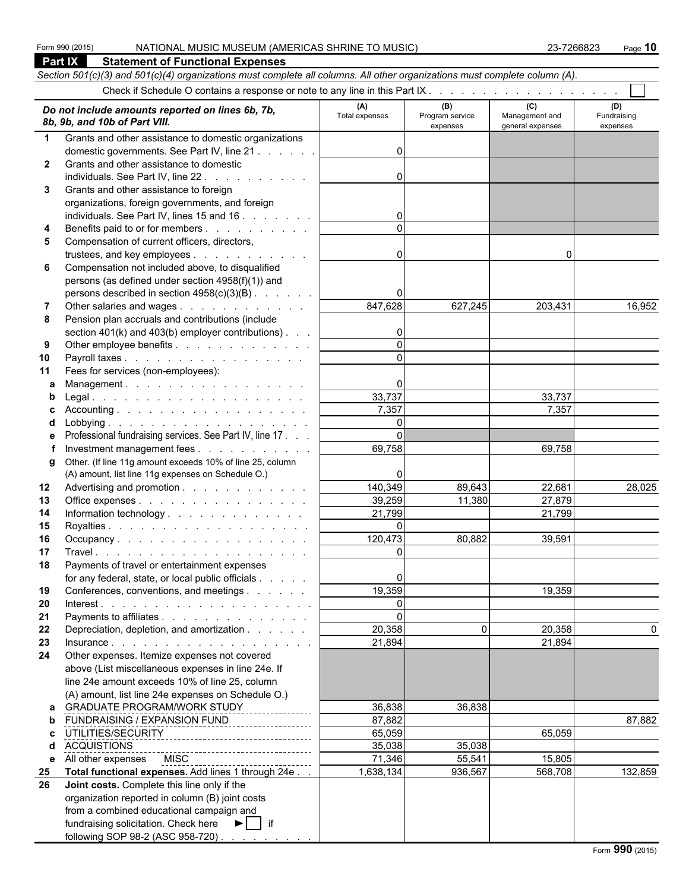Form 990 (2015) NATIONAL MUSIC MUSEUM (AMERICAS SHRINE TO MUSIC) 23-7266823 Page **10**

## Part IX Statement of Functional Expenses

*Section 501(c)(3) and 501(c)(4) organizations must complete all columns. All other organizations must complete column (A).*

Check if Schedule O contains a response or note to any line in this Part IX . . . . . . . . . . . . . . . . . . . ☐

| | *Do not include amounts reported on lines 6b, 7b, 8b, 9b, and 10b of Part VIII.* | (A) Total expenses | (B) Program service expenses | (C) Management and general expenses | (D) Fundraising expenses |
|---|---|---|---|---|---|
| **1** | Grants and other assistance to domestic organizations domestic governments. See Part IV, line 21 . . . . . . | 0 | | | |
| **2** | Grants and other assistance to domestic individuals. See Part IV, line 22 . . . . . . . . . . | 0 | | | |
| **3** | Grants and other assistance to foreign organizations, foreign governments, and foreign individuals. See Part IV, lines 15 and 16 . . . . . . . | 0 | | | |
| **4** | Benefits paid to or for members . . . . . . . . . . | 0 | | | |
| **5** | Compensation of current officers, directors, trustees, and key employees . . . . . . . . . . . | 0 | | 0 | |
| **6** | Compensation not included above, to disqualified persons (as defined under section 4958(f)(1)) and persons described in section 4958(c)(3)(B) . . . . . . | 0 | | | |
| **7** | Other salaries and wages . . . . . . . . . . . . | 847,628 | 627,245 | 203,431 | 16,952 |
| **8** | Pension plan accruals and contributions (include section 401(k) and 403(b) employer contributions) . . . | 0 | | | |
| **9** | Other employee benefits . . . . . . . . . . . . . | 0 | | | |
| **10** | Payroll taxes . . . . . . . . . . . . . . . . . . | 0 | | | |
| **11** | Fees for services (non-employees): | | | | |
| **a** | Management . . . . . . . . . . . . . . . . . | 0 | | | |
| **b** | Legal . . . . . . . . . . . . . . . . . . . . | 33,737 | | 33,737 | |
| **c** | Accounting . . . . . . . . . . . . . . . . . . | 7,357 | | 7,357 | |
| **d** | Lobbying . . . . . . . . . . . . . . . . . . . | 0 | | | |
| **e** | Professional fundraising services. See Part IV, line 17 . . . | 0 | | | |
| **f** | Investment management fees . . . . . . . . . . . | 69,758 | | 69,758 | |
| **g** | Other. (If line 11g amount exceeds 10% of line 25, column (A) amount, list line 11g expenses on Schedule O.) | 0 | | | |
| **12** | Advertising and promotion . . . . . . . . . . . . | 140,349 | 89,643 | 22,681 | 28,025 |
| **13** | Office expenses . . . . . . . . . . . . . . . . | 39,259 | 11,380 | 27,879 | |
| **14** | Information technology . . . . . . . . . . . . . | 21,799 | | 21,799 | |
| **15** | Royalties . . . . . . . . . . . . . . . . . . . | 0 | | | |
| **16** | Occupancy . . . . . . . . . . . . . . . . . . | 120,473 | 80,882 | 39,591 | |
| **17** | Travel . . . . . . . . . . . . . . . . . . . . | 0 | | | |
| **18** | Payments of travel or entertainment expenses for any federal, state, or local public officials . . . . . | 0 | | | |
| **19** | Conferences, conventions, and meetings . . . . . . | 19,359 | | 19,359 | |
| **20** | Interest . . . . . . . . . . . . . . . . . . . . | 0 | | | |
| **21** | Payments to affiliates . . . . . . . . . . . . . . | 0 | | | |
| **22** | Depreciation, depletion, and amortization . . . . . . | 20,358 | 0 | 20,358 | 0 |
| **23** | Insurance . . . . . . . . . . . . . . . . . . . | 21,894 | | 21,894 | |
| **24** | Other expenses. Itemize expenses not covered above (List miscellaneous expenses in line 24e. If line 24e amount exceeds 10% of line 25, column (A) amount, list line 24e expenses on Schedule O.) | | | | |
| **a** | GRADUATE PROGRAM/WORK STUDY | 36,838 | 36,838 | | |
| **b** | FUNDRAISING / EXPANSION FUND | 87,882 | | | 87,882 |
| **c** | UTILITIES/SECURITY | 65,059 | | 65,059 | |
| **d** | ACQUISTIONS | 35,038 | 35,038 | | |
| **e** | All other expenses MISC | 71,346 | 55,541 | 15,805 | |
| **25** | **Total functional expenses.** Add lines 1 through 24e . . | 1,638,134 | 936,567 | 568,708 | 132,859 |
| **26** | **Joint costs.** Complete this line only if the organization reported in column (B) joint costs from a combined educational campaign and fundraising solicitation. Check here ► ☐ if following SOP 98-2 (ASC 958-720) . . . . . . . . . | | | | |

Form **990** (2015)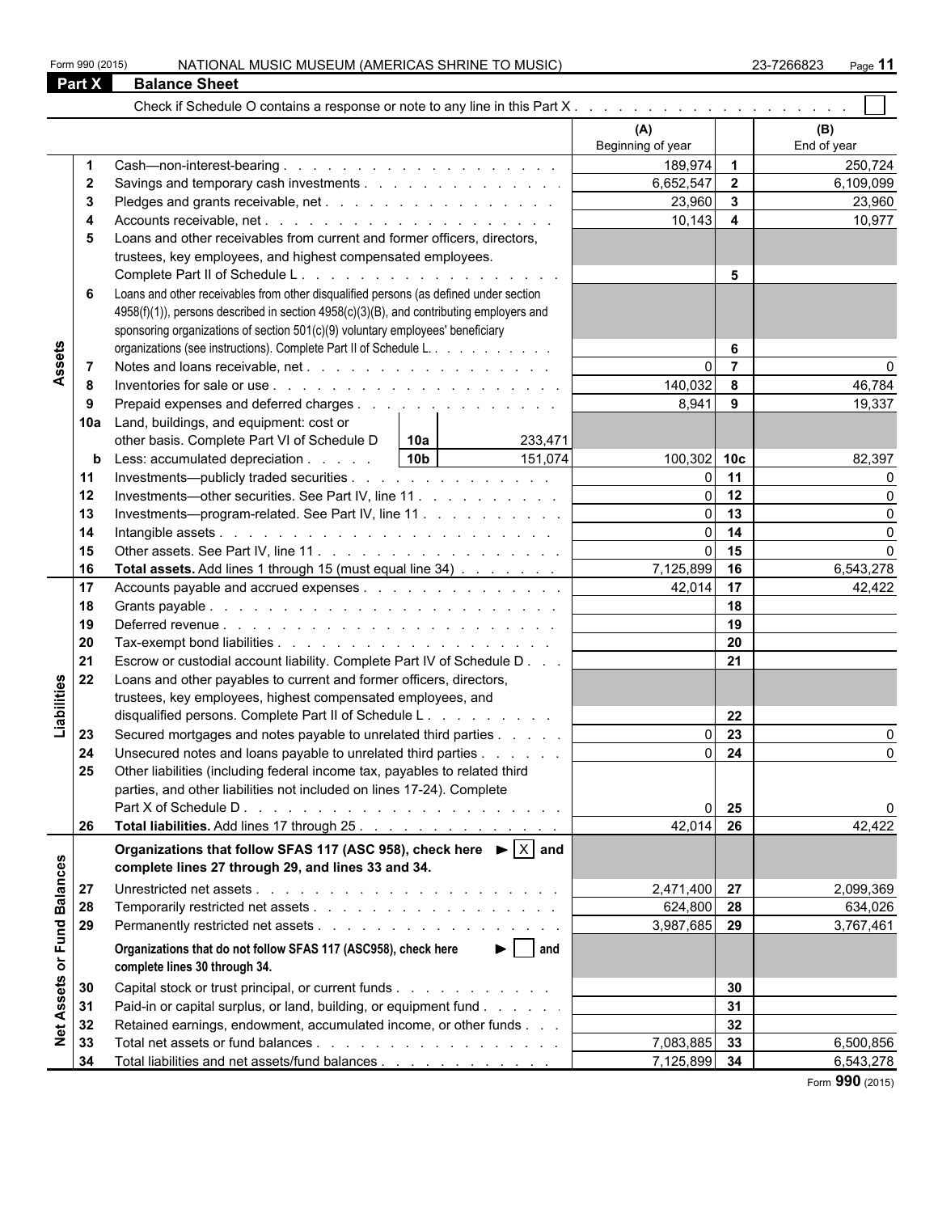## Part X Balance Sheet

Check if Schedule O contains a response or note to any line in this Part X . . . . . . . . . . . . . . . . . . . . . ☐

| | | | (A) Beginning of year | | (B) End of year |
|---|---|---|---|---|---|
| **Assets** | 1 | Cash—non-interest-bearing | 189,974 | 1 | 250,724 |
| | 2 | Savings and temporary cash investments | 6,652,547 | 2 | 6,109,099 |
| | 3 | Pledges and grants receivable, net | 23,960 | 3 | 23,960 |
| | 4 | Accounts receivable, net | 10,143 | 4 | 10,977 |
| | 5 | Loans and other receivables from current and former officers, directors, trustees, key employees, and highest compensated employees. Complete Part II of Schedule L | | 5 | |
| | 6 | Loans and other receivables from other disqualified persons (as defined under section 4958(f)(1)), persons described in section 4958(c)(3)(B), and contributing employers and sponsoring organizations of section 501(c)(9) voluntary employees' beneficiary organizations (see instructions). Complete Part II of Schedule L. | | 6 | |
| | 7 | Notes and loans receivable, net | 0 | 7 | 0 |
| | 8 | Inventories for sale or use | 140,032 | 8 | 46,784 |
| | 9 | Prepaid expenses and deferred charges | 8,941 | 9 | 19,337 |
| | 10a | Land, buildings, and equipment: cost or other basis. Complete Part VI of Schedule D — 10a: 233,471 | | | |
| | b | Less: accumulated depreciation — 10b: 151,074 | 100,302 | 10c | 82,397 |
| | 11 | Investments—publicly traded securities | 0 | 11 | 0 |
| | 12 | Investments—other securities. See Part IV, line 11 | 0 | 12 | 0 |
| | 13 | Investments—program-related. See Part IV, line 11 | 0 | 13 | 0 |
| | 14 | Intangible assets | 0 | 14 | 0 |
| | 15 | Other assets. See Part IV, line 11 | 0 | 15 | 0 |
| | 16 | **Total assets.** Add lines 1 through 15 (must equal line 34) | 7,125,899 | 16 | 6,543,278 |
| **Liabilities** | 17 | Accounts payable and accrued expenses | 42,014 | 17 | 42,422 |
| | 18 | Grants payable | | 18 | |
| | 19 | Deferred revenue | | 19 | |
| | 20 | Tax-exempt bond liabilities | | 20 | |
| | 21 | Escrow or custodial account liability. Complete Part IV of Schedule D | | 21 | |
| | 22 | Loans and other payables to current and former officers, directors, trustees, key employees, highest compensated employees, and disqualified persons. Complete Part II of Schedule L | | 22 | |
| | 23 | Secured mortgages and notes payable to unrelated third parties | 0 | 23 | 0 |
| | 24 | Unsecured notes and loans payable to unrelated third parties | 0 | 24 | 0 |
| | 25 | Other liabilities (including federal income tax, payables to related third parties, and other liabilities not included on lines 17-24). Complete Part X of Schedule D | 0 | 25 | 0 |
| | 26 | **Total liabilities.** Add lines 17 through 25 | 42,014 | 26 | 42,422 |
| **Net Assets or Fund Balances** | | **Organizations that follow SFAS 117 (ASC 958), check here ► ☒ and complete lines 27 through 29, and lines 33 and 34.** | | | |
| | 27 | Unrestricted net assets | 2,471,400 | 27 | 2,099,369 |
| | 28 | Temporarily restricted net assets | 624,800 | 28 | 634,026 |
| | 29 | Permanently restricted net assets | 3,987,685 | 29 | 3,767,461 |
| | | **Organizations that do not follow SFAS 117 (ASC958), check here ► ☐ and complete lines 30 through 34.** | | | |
| | 30 | Capital stock or trust principal, or current funds | | 30 | |
| | 31 | Paid-in or capital surplus, or land, building, or equipment fund | | 31 | |
| | 32 | Retained earnings, endowment, accumulated income, or other funds | | 32 | |
| | 33 | Total net assets or fund balances | 7,083,885 | 33 | 6,500,856 |
| | 34 | Total liabilities and net assets/fund balances | 7,125,899 | 34 | 6,543,278 |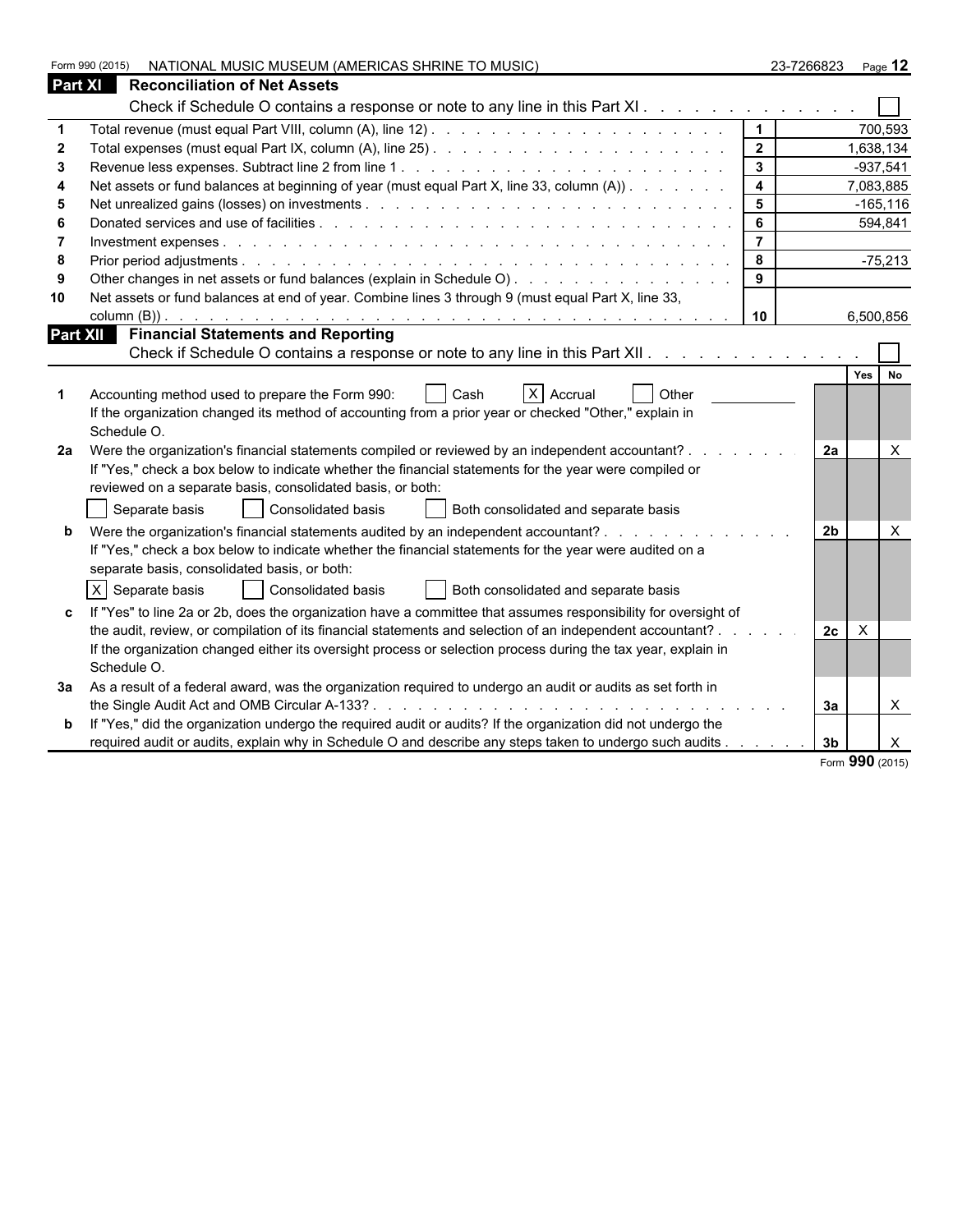Form 990 (2015) NATIONAL MUSIC MUSEUM (AMERICAS SHRINE TO MUSIC) 23-7266823

## Part XI Reconciliation of Net Assets

Check if Schedule O contains a response or note to any line in this Part XI . . . . . . . . . . . . . . ☐

| | | | |
|---|---|---|---|
| 1 | Total revenue (must equal Part VIII, column (A), line 12) | 1 | 700,593 |
| 2 | Total expenses (must equal Part IX, column (A), line 25) | 2 | 1,638,134 |
| 3 | Revenue less expenses. Subtract line 2 from line 1 | 3 | -937,541 |
| 4 | Net assets or fund balances at beginning of year (must equal Part X, line 33, column (A)) | 4 | 7,083,885 |
| 5 | Net unrealized gains (losses) on investments | 5 | -165,116 |
| 6 | Donated services and use of facilities | 6 | 594,841 |
| 7 | Investment expenses | 7 | |
| 8 | Prior period adjustments | 8 | -75,213 |
| 9 | Other changes in net assets or fund balances (explain in Schedule O) | 9 | |
| 10 | Net assets or fund balances at end of year. Combine lines 3 through 9 (must equal Part X, line 33, column (B)) | 10 | 6,500,856 |

## Part XII Financial Statements and Reporting

Check if Schedule O contains a response or note to any line in this Part XII . . . . . . . . . . . . . . ☐

| | | | Yes | No |
|---|---|---|---|---|
| 1 | Accounting method used to prepare the Form 990: ☐ Cash ☒ Accrual ☐ Other<br>If the organization changed its method of accounting from a prior year or checked "Other," explain in Schedule O. | | | |
| 2a | Were the organization's financial statements compiled or reviewed by an independent accountant?<br>If "Yes," check a box below to indicate whether the financial statements for the year were compiled or reviewed on a separate basis, consolidated basis, or both:<br>☐ Separate basis ☐ Consolidated basis ☐ Both consolidated and separate basis | 2a | | X |
| b | Were the organization's financial statements audited by an independent accountant?<br>If "Yes," check a box below to indicate whether the financial statements for the year were audited on a separate basis, consolidated basis, or both:<br>☒ Separate basis ☐ Consolidated basis ☐ Both consolidated and separate basis | 2b | | X |
| c | If "Yes" to line 2a or 2b, does the organization have a committee that assumes responsibility for oversight of the audit, review, or compilation of its financial statements and selection of an independent accountant?<br>If the organization changed either its oversight process or selection process during the tax year, explain in Schedule O. | 2c | X | |
| 3a | As a result of a federal award, was the organization required to undergo an audit or audits as set forth in the Single Audit Act and OMB Circular A-133? | 3a | | X |
| b | If "Yes," did the organization undergo the required audit or audits? If the organization did not undergo the required audit or audits, explain why in Schedule O and describe any steps taken to undergo such audits | 3b | | X |

Form **990** (2015)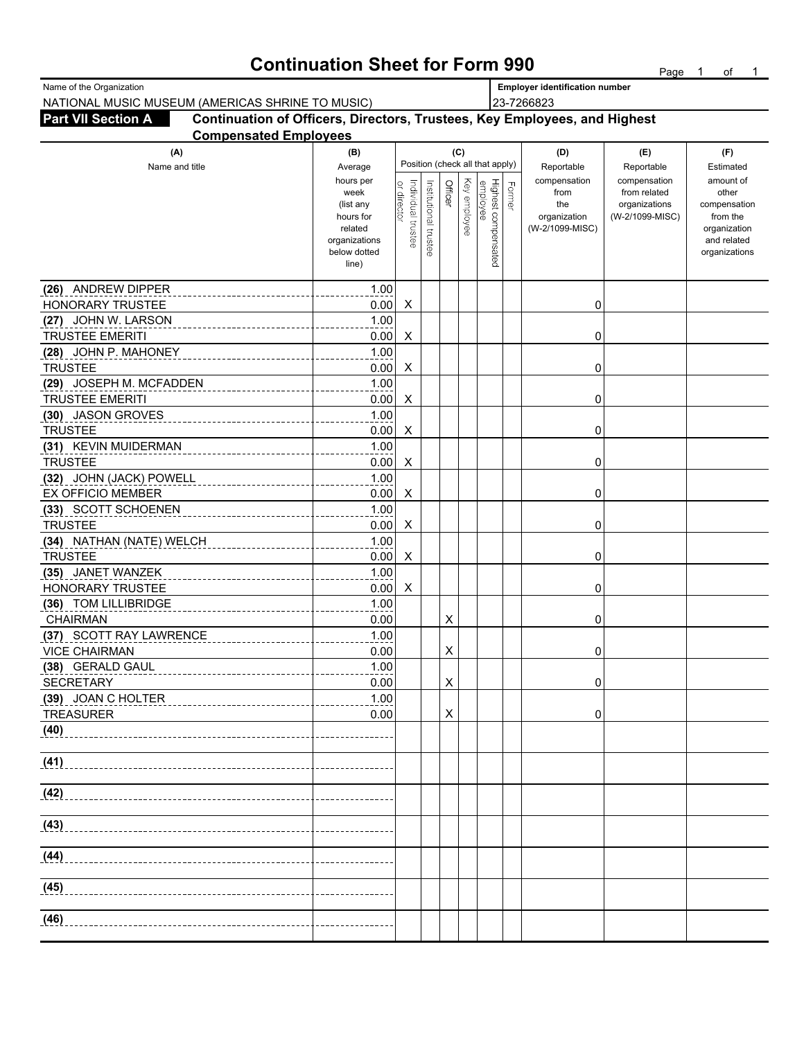# Continuation Sheet for Form 990

| Name of the Organization | Employer identification number |
|---|---|
| NATIONAL MUSIC MUSEUM (AMERICAS SHRINE TO MUSIC) | 23-7266823 |

**Part VII Section A** **Continuation of Officers, Directors, Trustees, Key Employees, and Highest Compensated Employees**

| (A) Name and title | (B) Average hours per week (list any hours for related organizations below dotted line) | (C) Position (check all that apply): Individual trustee or director | Institutional trustee | Officer | Key employee | Highest compensated employee | Former | (D) Reportable compensation from the organization (W-2/1099-MISC) | (E) Reportable compensation from related organizations (W-2/1099-MISC) | (F) Estimated amount of other compensation from the organization and related organizations |
|---|---|---|---|---|---|---|---|---|---|---|
| (26) ANDREW DIPPER<br>HONORARY TRUSTEE | 1.00<br>0.00 | X | | | | | | 0 | | |
| (27) JOHN W. LARSON<br>TRUSTEE EMERITI | 1.00<br>0.00 | X | | | | | | 0 | | |
| (28) JOHN P. MAHONEY<br>TRUSTEE | 1.00<br>0.00 | X | | | | | | 0 | | |
| (29) JOSEPH M. MCFADDEN<br>TRUSTEE EMERITI | 1.00<br>0.00 | X | | | | | | 0 | | |
| (30) JASON GROVES<br>TRUSTEE | 1.00<br>0.00 | X | | | | | | 0 | | |
| (31) KEVIN MUIDERMAN<br>TRUSTEE | 1.00<br>0.00 | X | | | | | | 0 | | |
| (32) JOHN (JACK) POWELL<br>EX OFFICIO MEMBER | 1.00<br>0.00 | X | | | | | | 0 | | |
| (33) SCOTT SCHOENEN<br>TRUSTEE | 1.00<br>0.00 | X | | | | | | 0 | | |
| (34) NATHAN (NATE) WELCH<br>TRUSTEE | 1.00<br>0.00 | X | | | | | | 0 | | |
| (35) JANET WANZEK<br>HONORARY TRUSTEE | 1.00<br>0.00 | X | | | | | | 0 | | |
| (36) TOM LILLIBRIDGE<br>CHAIRMAN | 1.00<br>0.00 | | | X | | | | 0 | | |
| (37) SCOTT RAY LAWRENCE<br>VICE CHAIRMAN | 1.00<br>0.00 | | | X | | | | 0 | | |
| (38) GERALD GAUL<br>SECRETARY | 1.00<br>0.00 | | | X | | | | 0 | | |
| (39) JOAN C HOLTER<br>TREASURER | 1.00<br>0.00 | | | X | | | | 0 | | |
| (40) | | | | | | | | | | |
| (41) | | | | | | | | | | |
| (42) | | | | | | | | | | |
| (43) | | | | | | | | | | |
| (44) | | | | | | | | | | |
| (45) | | | | | | | | | | |
| (46) | | | | | | | | | | |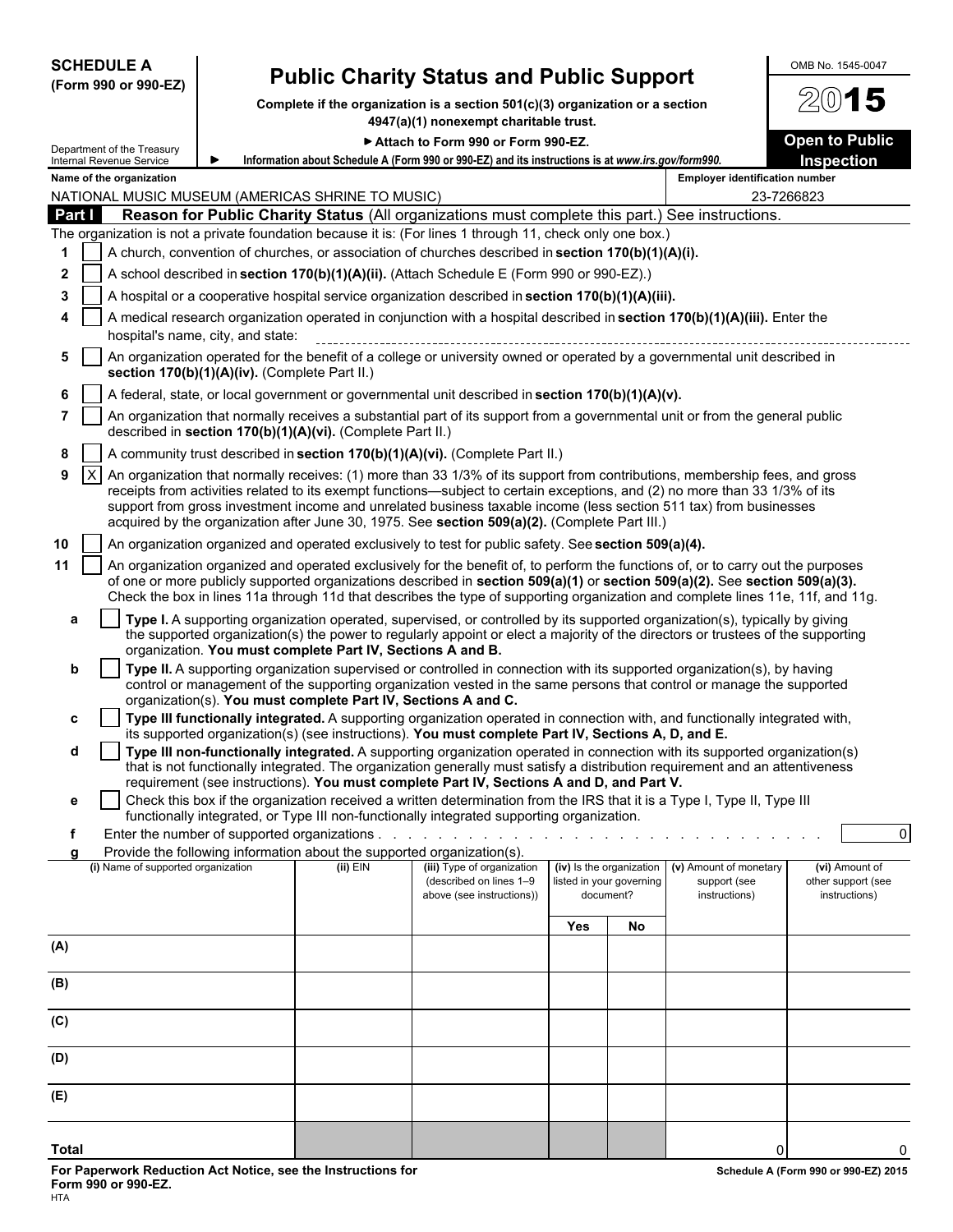**SCHEDULE A**
**(Form 990 or 990-EZ)**

Department of the Treasury
Internal Revenue Service

# Public Charity Status and Public Support

**Complete if the organization is a section 501(c)(3) organization or a section 4947(a)(1) nonexempt charitable trust.**

▶ **Attach to Form 990 or Form 990-EZ.**

▶ **Information about Schedule A (Form 990 or 990-EZ) and its instructions is at** ***www.irs.gov/form990.***

OMB No. 1545-0047

**2015**

**Open to Public Inspection**

**Name of the organization**
NATIONAL MUSIC MUSEUM (AMERICAS SHRINE TO MUSIC)

**Employer identification number**
23-7266823

## Part I — Reason for Public Charity Status (All organizations must complete this part.) See instructions.

The organization is not a private foundation because it is: (For lines 1 through 11, check only one box.)

1. [ ] A church, convention of churches, or association of churches described in **section 170(b)(1)(A)(i).**
2. [ ] A school described in **section 170(b)(1)(A)(ii).** (Attach Schedule E (Form 990 or 990-EZ).)
3. [ ] A hospital or a cooperative hospital service organization described in **section 170(b)(1)(A)(iii).**
4. [ ] A medical research organization operated in conjunction with a hospital described in **section 170(b)(1)(A)(iii).** Enter the hospital's name, city, and state:
5. [ ] An organization operated for the benefit of a college or university owned or operated by a governmental unit described in **section 170(b)(1)(A)(iv).** (Complete Part II.)
6. [ ] A federal, state, or local government or governmental unit described in **section 170(b)(1)(A)(v).**
7. [ ] An organization that normally receives a substantial part of its support from a governmental unit or from the general public described in **section 170(b)(1)(A)(vi).** (Complete Part II.)
8. [ ] A community trust described in **section 170(b)(1)(A)(vi).** (Complete Part II.)
9. [X] An organization that normally receives: (1) more than 33 1/3% of its support from contributions, membership fees, and gross receipts from activities related to its exempt functions—subject to certain exceptions, and (2) no more than 33 1/3% of its support from gross investment income and unrelated business taxable income (less section 511 tax) from businesses acquired by the organization after June 30, 1975. See **section 509(a)(2).** (Complete Part III.)
10. [ ] An organization organized and operated exclusively to test for public safety. See **section 509(a)(4).**
11. [ ] An organization organized and operated exclusively for the benefit of, to perform the functions of, or to carry out the purposes of one or more publicly supported organizations described in **section 509(a)(1)** or **section 509(a)(2).** See **section 509(a)(3).** Check the box in lines 11a through 11d that describes the type of supporting organization and complete lines 11e, 11f, and 11g.

   a. [ ] **Type I.** A supporting organization operated, supervised, or controlled by its supported organization(s), typically by giving the supported organization(s) the power to regularly appoint or elect a majority of the directors or trustees of the supporting organization. **You must complete Part IV, Sections A and B.**

   b. [ ] **Type II.** A supporting organization supervised or controlled in connection with its supported organization(s), by having control or management of the supporting organization vested in the same persons that control or manage the supported organization(s). **You must complete Part IV, Sections A and C.**

   c. [ ] **Type III functionally integrated.** A supporting organization operated in connection with, and functionally integrated with, its supported organization(s) (see instructions). **You must complete Part IV, Sections A, D, and E.**

   d. [ ] **Type III non-functionally integrated.** A supporting organization operated in connection with its supported organization(s) that is not functionally integrated. The organization generally must satisfy a distribution requirement and an attentiveness requirement (see instructions). **You must complete Part IV, Sections A and D, and Part V.**

   e. [ ] Check this box if the organization received a written determination from the IRS that it is a Type I, Type II, Type III functionally integrated, or Type III non-functionally integrated supporting organization.

   f. Enter the number of supported organizations . . . . . . . . . . 0

   g. Provide the following information about the supported organization(s).

| (i) Name of supported organization | (ii) EIN | (iii) Type of organization (described on lines 1–9 above (see instructions)) | (iv) Is the organization listed in your governing document? Yes | No | (v) Amount of monetary support (see instructions) | (vi) Amount of other support (see instructions) |
|---|---|---|---|---|---|---|
| (A) | | | | | | |
| (B) | | | | | | |
| (C) | | | | | | |
| (D) | | | | | | |
| (E) | | | | | | |
| **Total** | | | | | 0 | 0 |

**For Paperwork Reduction Act Notice, see the Instructions for Form 990 or 990-EZ.**
HTA

**Schedule A (Form 990 or 990-EZ) 2015**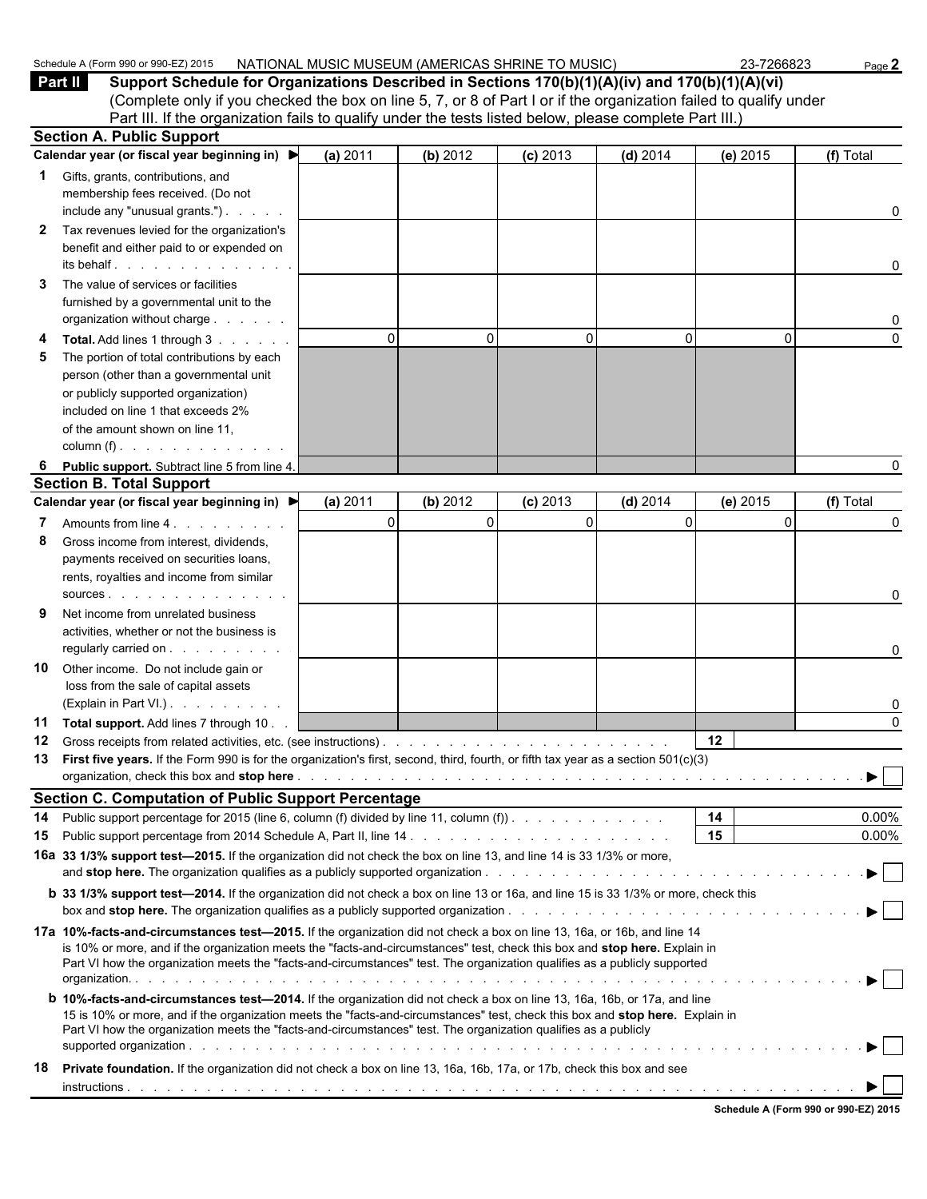Schedule A (Form 990 or 990-EZ) 2015 NATIONAL MUSIC MUSEUM (AMERICAS SHRINE TO MUSIC) 23-7266823 Page 2

**Part II** **Support Schedule for Organizations Described in Sections 170(b)(1)(A)(iv) and 170(b)(1)(A)(vi)**
(Complete only if you checked the box on line 5, 7, or 8 of Part I or if the organization failed to qualify under Part III. If the organization fails to qualify under the tests listed below, please complete Part III.)

## Section A. Public Support

| Calendar year (or fiscal year beginning in) ▶ | (a) 2011 | (b) 2012 | (c) 2013 | (d) 2014 | (e) 2015 | (f) Total |
|---|---|---|---|---|---|---|
| **1** Gifts, grants, contributions, and membership fees received. (Do not include any "unusual grants.") | | | | | | 0 |
| **2** Tax revenues levied for the organization's benefit and either paid to or expended on its behalf | | | | | | 0 |
| **3** The value of services or facilities furnished by a governmental unit to the organization without charge | | | | | | 0 |
| **4** **Total.** Add lines 1 through 3 | 0 | 0 | 0 | 0 | 0 | 0 |
| **5** The portion of total contributions by each person (other than a governmental unit or publicly supported organization) included on line 1 that exceeds 2% of the amount shown on line 11, column (f) | | | | | | |
| **6** **Public support.** Subtract line 5 from line 4. | | | | | | 0 |

## Section B. Total Support

| Calendar year (or fiscal year beginning in) ▶ | (a) 2011 | (b) 2012 | (c) 2013 | (d) 2014 | (e) 2015 | (f) Total |
|---|---|---|---|---|---|---|
| **7** Amounts from line 4 | 0 | 0 | 0 | 0 | 0 | 0 |
| **8** Gross income from interest, dividends, payments received on securities loans, rents, royalties and income from similar sources | | | | | | 0 |
| **9** Net income from unrelated business activities, whether or not the business is regularly carried on | | | | | | 0 |
| **10** Other income. Do not include gain or loss from the sale of capital assets (Explain in Part VI.) | | | | | | 0 |
| **11** **Total support.** Add lines 7 through 10 | | | | | | 0 |

**12** Gross receipts from related activities, etc. (see instructions) | **12** |

**13** **First five years.** If the Form 990 is for the organization's first, second, third, fourth, or fifth tax year as a section 501(c)(3) organization, check this box and **stop here** ▶ ☐

## Section C. Computation of Public Support Percentage

**14** Public support percentage for 2015 (line 6, column (f) divided by line 11, column (f)) | **14** | 0.00%

**15** Public support percentage from 2014 Schedule A, Part II, line 14 | **15** | 0.00%

**16a** **33 1/3% support test—2015.** If the organization did not check the box on line 13, and line 14 is 33 1/3% or more, and **stop here.** The organization qualifies as a publicly supported organization ▶ ☐

**b** **33 1/3% support test—2014.** If the organization did not check a box on line 13 or 16a, and line 15 is 33 1/3% or more, check this box and **stop here.** The organization qualifies as a publicly supported organization ▶ ☐

**17a** **10%-facts-and-circumstances test—2015.** If the organization did not check a box on line 13, 16a, or 16b, and line 14 is 10% or more, and if the organization meets the "facts-and-circumstances" test, check this box and **stop here.** Explain in Part VI how the organization meets the "facts-and-circumstances" test. The organization qualifies as a publicly supported organization. ▶ ☐

**b** **10%-facts-and-circumstances test—2014.** If the organization did not check a box on line 13, 16a, 16b, or 17a, and line 15 is 10% or more, and if the organization meets the "facts-and-circumstances" test, check this box and **stop here.** Explain in Part VI how the organization meets the "facts-and-circumstances" test. The organization qualifies as a publicly supported organization ▶ ☐

**18** **Private foundation.** If the organization did not check a box on line 13, 16a, 16b, 17a, or 17b, check this box and see instructions ▶ ☐

**Schedule A (Form 990 or 990-EZ) 2015**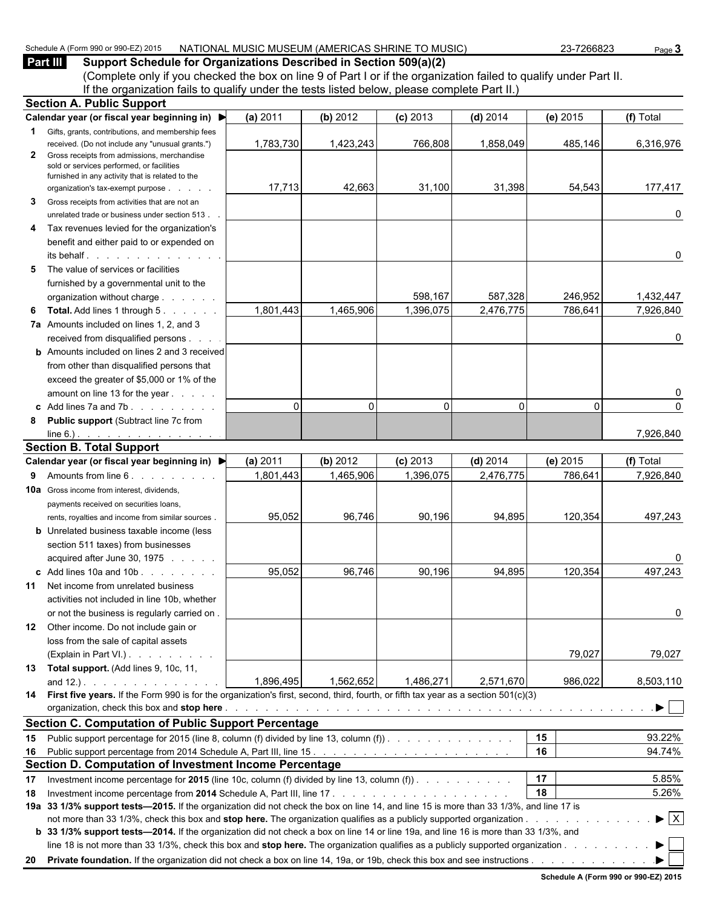Schedule A (Form 990 or 990-EZ) 2015 NATIONAL MUSIC MUSEUM (AMERICAS SHRINE TO MUSIC) 23-7266823

**Part III** **Support Schedule for Organizations Described in Section 509(a)(2)**
(Complete only if you checked the box on line 9 of Part I or if the organization failed to qualify under Part II. If the organization fails to qualify under the tests listed below, please complete Part II.)

## Section A. Public Support

| Calendar year (or fiscal year beginning in) ▶ | (a) 2011 | (b) 2012 | (c) 2013 | (d) 2014 | (e) 2015 | (f) Total |
|---|---|---|---|---|---|---|
| **1** Gifts, grants, contributions, and membership fees received. (Do not include any "unusual grants.") | 1,783,730 | 1,423,243 | 766,808 | 1,858,049 | 485,146 | 6,316,976 |
| **2** Gross receipts from admissions, merchandise sold or services performed, or facilities furnished in any activity that is related to the organization's tax-exempt purpose | 17,713 | 42,663 | 31,100 | 31,398 | 54,543 | 177,417 |
| **3** Gross receipts from activities that are not an unrelated trade or business under section 513 | | | | | | 0 |
| **4** Tax revenues levied for the organization's benefit and either paid to or expended on its behalf | | | | | | 0 |
| **5** The value of services or facilities furnished by a governmental unit to the organization without charge | | | 598,167 | 587,328 | 246,952 | 1,432,447 |
| **6** **Total.** Add lines 1 through 5 | 1,801,443 | 1,465,906 | 1,396,075 | 2,476,775 | 786,641 | 7,926,840 |
| **7a** Amounts included on lines 1, 2, and 3 received from disqualified persons | | | | | | 0 |
| **b** Amounts included on lines 2 and 3 received from other than disqualified persons that exceed the greater of $5,000 or 1% of the amount on line 13 for the year | | | | | | 0 |
| **c** Add lines 7a and 7b | 0 | 0 | 0 | 0 | 0 | 0 |
| **8** **Public support** (Subtract line 7c from line 6.) | | | | | | 7,926,840 |

## Section B. Total Support

| Calendar year (or fiscal year beginning in) ▶ | (a) 2011 | (b) 2012 | (c) 2013 | (d) 2014 | (e) 2015 | (f) Total |
|---|---|---|---|---|---|---|
| **9** Amounts from line 6 | 1,801,443 | 1,465,906 | 1,396,075 | 2,476,775 | 786,641 | 7,926,840 |
| **10a** Gross income from interest, dividends, payments received on securities loans, rents, royalties and income from similar sources | 95,052 | 96,746 | 90,196 | 94,895 | 120,354 | 497,243 |
| **b** Unrelated business taxable income (less section 511 taxes) from businesses acquired after June 30, 1975 | | | | | | 0 |
| **c** Add lines 10a and 10b | 95,052 | 96,746 | 90,196 | 94,895 | 120,354 | 497,243 |
| **11** Net income from unrelated business activities not included in line 10b, whether or not the business is regularly carried on | | | | | | 0 |
| **12** Other income. Do not include gain or loss from the sale of capital assets (Explain in Part VI.) | | | | | 79,027 | 79,027 |
| **13** **Total support.** (Add lines 9, 10c, 11, and 12.) | 1,896,495 | 1,562,652 | 1,486,271 | 2,571,670 | 986,022 | 8,503,110 |

**14** **First five years.** If the Form 990 is for the organization's first, second, third, fourth, or fifth tax year as a section 501(c)(3) organization, check this box and **stop here** ▶ ☐

## Section C. Computation of Public Support Percentage

| | | | |
|---|---|---|---|
| **15** | Public support percentage for 2015 (line 8, column (f) divided by line 13, column (f)) | 15 | 93.22% |
| **16** | Public support percentage from 2014 Schedule A, Part III, line 15 | 16 | 94.74% |

## Section D. Computation of Investment Income Percentage

| | | | |
|---|---|---|---|
| **17** | Investment income percentage for **2015** (line 10c, column (f) divided by line 13, column (f)) | 17 | 5.85% |
| **18** | Investment income percentage from **2014** Schedule A, Part III, line 17 | 18 | 5.26% |

**19a** **33 1/3% support tests—2015.** If the organization did not check the box on line 14, and line 15 is more than 33 1/3%, and line 17 is not more than 33 1/3%, check this box and **stop here.** The organization qualifies as a publicly supported organization ▶ ☒

**b** **33 1/3% support tests—2014.** If the organization did not check a box on line 14 or line 19a, and line 16 is more than 33 1/3%, and line 18 is not more than 33 1/3%, check this box and **stop here.** The organization qualifies as a publicly supported organization ▶ ☐

**20** **Private foundation.** If the organization did not check a box on line 14, 19a, or 19b, check this box and see instructions ▶ ☐

**Schedule A (Form 990 or 990-EZ) 2015**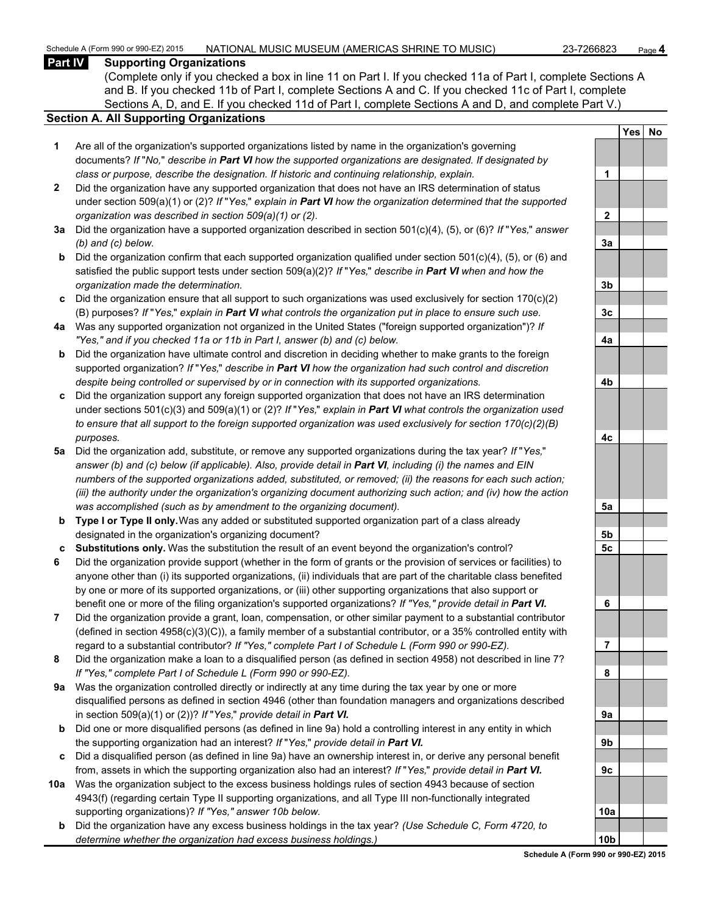## Part IV Supporting Organizations

(Complete only if you checked a box in line 11 on Part I. If you checked 11a of Part I, complete Sections A and B. If you checked 11b of Part I, complete Sections A and C. If you checked 11c of Part I, complete Sections A, D, and E. If you checked 11d of Part I, complete Sections A and D, and complete Part V.)

### Section A. All Supporting Organizations

| | | | Yes | No |
|---|---|---|---|---|
| **1** | Are all of the organization's supported organizations listed by name in the organization's governing documents? *If "No," describe in **Part VI** how the supported organizations are designated. If designated by class or purpose, describe the designation. If historic and continuing relationship, explain.* | 1 | | |
| **2** | Did the organization have any supported organization that does not have an IRS determination of status under section 509(a)(1) or (2)? *If "Yes," explain in **Part VI** how the organization determined that the supported organization was described in section 509(a)(1) or (2).* | 2 | | |
| **3a** | Did the organization have a supported organization described in section 501(c)(4), (5), or (6)? *If "Yes," answer (b) and (c) below.* | 3a | | |
| **b** | Did the organization confirm that each supported organization qualified under section 501(c)(4), (5), or (6) and satisfied the public support tests under section 509(a)(2)? *If "Yes," describe in **Part VI** when and how the organization made the determination.* | 3b | | |
| **c** | Did the organization ensure that all support to such organizations was used exclusively for section 170(c)(2)(B) purposes? *If "Yes," explain in **Part VI** what controls the organization put in place to ensure such use.* | 3c | | |
| **4a** | Was any supported organization not organized in the United States ("foreign supported organization")? *If "Yes," and if you checked 11a or 11b in Part I, answer (b) and (c) below.* | 4a | | |
| **b** | Did the organization have ultimate control and discretion in deciding whether to make grants to the foreign supported organization? *If "Yes," describe in **Part VI** how the organization had such control and discretion despite being controlled or supervised by or in connection with its supported organizations.* | 4b | | |
| **c** | Did the organization support any foreign supported organization that does not have an IRS determination under sections 501(c)(3) and 509(a)(1) or (2)? *If "Yes," explain in **Part VI** what controls the organization used to ensure that all support to the foreign supported organization was used exclusively for section 170(c)(2)(B) purposes.* | 4c | | |
| **5a** | Did the organization add, substitute, or remove any supported organizations during the tax year? *If "Yes," answer (b) and (c) below (if applicable). Also, provide detail in **Part VI**, including (i) the names and EIN numbers of the supported organizations added, substituted, or removed; (ii) the reasons for each such action; (iii) the authority under the organization's organizing document authorizing such action; and (iv) how the action was accomplished (such as by amendment to the organizing document).* | 5a | | |
| **b** | **Type I or Type II only.** Was any added or substituted supported organization part of a class already designated in the organization's organizing document? | 5b | | |
| **c** | **Substitutions only.** Was the substitution the result of an event beyond the organization's control? | 5c | | |
| **6** | Did the organization provide support (whether in the form of grants or the provision of services or facilities) to anyone other than (i) its supported organizations, (ii) individuals that are part of the charitable class benefited by one or more of its supported organizations, or (iii) other supporting organizations that also support or benefit one or more of the filing organization's supported organizations? *If "Yes," provide detail in **Part VI.*** | 6 | | |
| **7** | Did the organization provide a grant, loan, compensation, or other similar payment to a substantial contributor (defined in section 4958(c)(3)(C)), a family member of a substantial contributor, or a 35% controlled entity with regard to a substantial contributor? *If "Yes," complete Part I of Schedule L (Form 990 or 990-EZ).* | 7 | | |
| **8** | Did the organization make a loan to a disqualified person (as defined in section 4958) not described in line 7? *If "Yes," complete Part I of Schedule L (Form 990 or 990-EZ).* | 8 | | |
| **9a** | Was the organization controlled directly or indirectly at any time during the tax year by one or more disqualified persons as defined in section 4946 (other than foundation managers and organizations described in section 509(a)(1) or (2))? *If "Yes," provide detail in **Part VI.*** | 9a | | |
| **b** | Did one or more disqualified persons (as defined in line 9a) hold a controlling interest in any entity in which the supporting organization had an interest? *If "Yes," provide detail in **Part VI.*** | 9b | | |
| **c** | Did a disqualified person (as defined in line 9a) have an ownership interest in, or derive any personal benefit from, assets in which the supporting organization also had an interest? *If "Yes," provide detail in **Part VI.*** | 9c | | |
| **10a** | Was the organization subject to the excess business holdings rules of section 4943 because of section 4943(f) (regarding certain Type II supporting organizations, and all Type III non-functionally integrated supporting organizations)? *If "Yes," answer 10b below.* | 10a | | |
| **b** | Did the organization have any excess business holdings in the tax year? *(Use Schedule C, Form 4720, to determine whether the organization had excess business holdings.)* | 10b | | |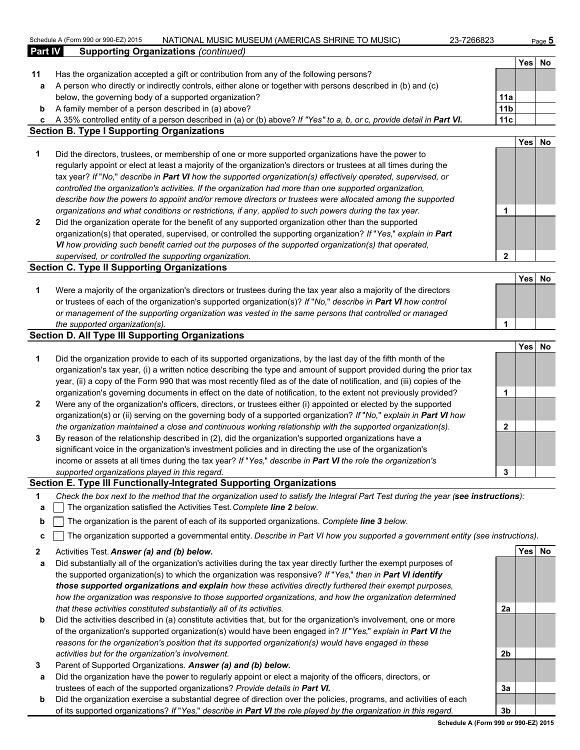Schedule A (Form 990 or 990-EZ) 2015 NATIONAL MUSIC MUSEUM (AMERICAS SHRINE TO MUSIC) 23-7266823

**Part IV Supporting Organizations** *(continued)*

| | | | Yes | No |
|---|---|---|---|---|
| **11** | Has the organization accepted a gift or contribution from any of the following persons? | | | |
| **a** | A person who directly or indirectly controls, either alone or together with persons described in (b) and (c) below, the governing body of a supported organization? | **11a** | | |
| **b** | A family member of a person described in (a) above? | **11b** | | |
| **c** | A 35% controlled entity of a person described in (a) or (b) above? *If "Yes" to a, b, or c, provide detail in **Part VI.*** | **11c** | | |

## Section B. Type I Supporting Organizations

| | | | Yes | No |
|---|---|---|---|---|
| **1** | Did the directors, trustees, or membership of one or more supported organizations have the power to regularly appoint or elect at least a majority of the organization's directors or trustees at all times during the tax year? *If "No," describe in **Part VI** how the supported organization(s) effectively operated, supervised, or controlled the organization's activities. If the organization had more than one supported organization, describe how the powers to appoint and/or remove directors or trustees were allocated among the supported organizations and what conditions or restrictions, if any, applied to such powers during the tax year.* | **1** | | |
| **2** | Did the organization operate for the benefit of any supported organization other than the supported organization(s) that operated, supervised, or controlled the supporting organization? *If "Yes," explain in **Part VI** how providing such benefit carried out the purposes of the supported organization(s) that operated, supervised, or controlled the supporting organization.* | **2** | | |

## Section C. Type II Supporting Organizations

| | | | Yes | No |
|---|---|---|---|---|
| **1** | Were a majority of the organization's directors or trustees during the tax year also a majority of the directors or trustees of each of the organization's supported organization(s)? *If "No," describe in **Part VI** how control or management of the supporting organization was vested in the same persons that controlled or managed the supported organization(s).* | **1** | | |

## Section D. All Type III Supporting Organizations

| | | | Yes | No |
|---|---|---|---|---|
| **1** | Did the organization provide to each of its supported organizations, by the last day of the fifth month of the organization's tax year, (i) a written notice describing the type and amount of support provided during the prior tax year, (ii) a copy of the Form 990 that was most recently filed as of the date of notification, and (iii) copies of the organization's governing documents in effect on the date of notification, to the extent not previously provided? | **1** | | |
| **2** | Were any of the organization's officers, directors, or trustees either (i) appointed or elected by the supported organization(s) or (ii) serving on the governing body of a supported organization? *If "No," explain in **Part VI** how the organization maintained a close and continuous working relationship with the supported organization(s).* | **2** | | |
| **3** | By reason of the relationship described in (2), did the organization's supported organizations have a significant voice in the organization's investment policies and in directing the use of the organization's income or assets at all times during the tax year? *If "Yes," describe in **Part VI** the role the organization's supported organizations played in this regard.* | **3** | | |

## Section E. Type III Functionally-Integrated Supporting Organizations

**1** *Check the box next to the method that the organization used to satisfy the Integral Part Test during the year (**see instructions**):*

- **a** ☐ The organization satisfied the Activities Test. *Complete **line 2** below.*
- **b** ☐ The organization is the parent of each of its supported organizations. *Complete **line 3** below.*
- **c** ☐ The organization supported a governmental entity. *Describe in Part VI how you supported a government entity (see instructions).*

| | | | Yes | No |
|---|---|---|---|---|
| **2** | Activities Test. ***Answer (a) and (b) below.*** | | | |
| **a** | Did substantially all of the organization's activities during the tax year directly further the exempt purposes of the supported organization(s) to which the organization was responsive? *If "Yes," then in **Part VI identify those supported organizations and explain** how these activities directly furthered their exempt purposes, how the organization was responsive to those supported organizations, and how the organization determined that these activities constituted substantially all of its activities.* | **2a** | | |
| **b** | Did the activities described in (a) constitute activities that, but for the organization's involvement, one or more of the organization's supported organization(s) would have been engaged in? *If "Yes," explain in **Part VI** the reasons for the organization's position that its supported organization(s) would have engaged in these activities but for the organization's involvement.* | **2b** | | |
| **3** | Parent of Supported Organizations. ***Answer (a) and (b) below.*** | | | |
| **a** | Did the organization have the power to regularly appoint or elect a majority of the officers, directors, or trustees of each of the supported organizations? *Provide details in **Part VI.*** | **3a** | | |
| **b** | Did the organization exercise a substantial degree of direction over the policies, programs, and activities of each of its supported organizations? *If "Yes," describe in **Part VI** the role played by the organization in this regard.* | **3b** | | |

**Schedule A (Form 990 or 990-EZ) 2015**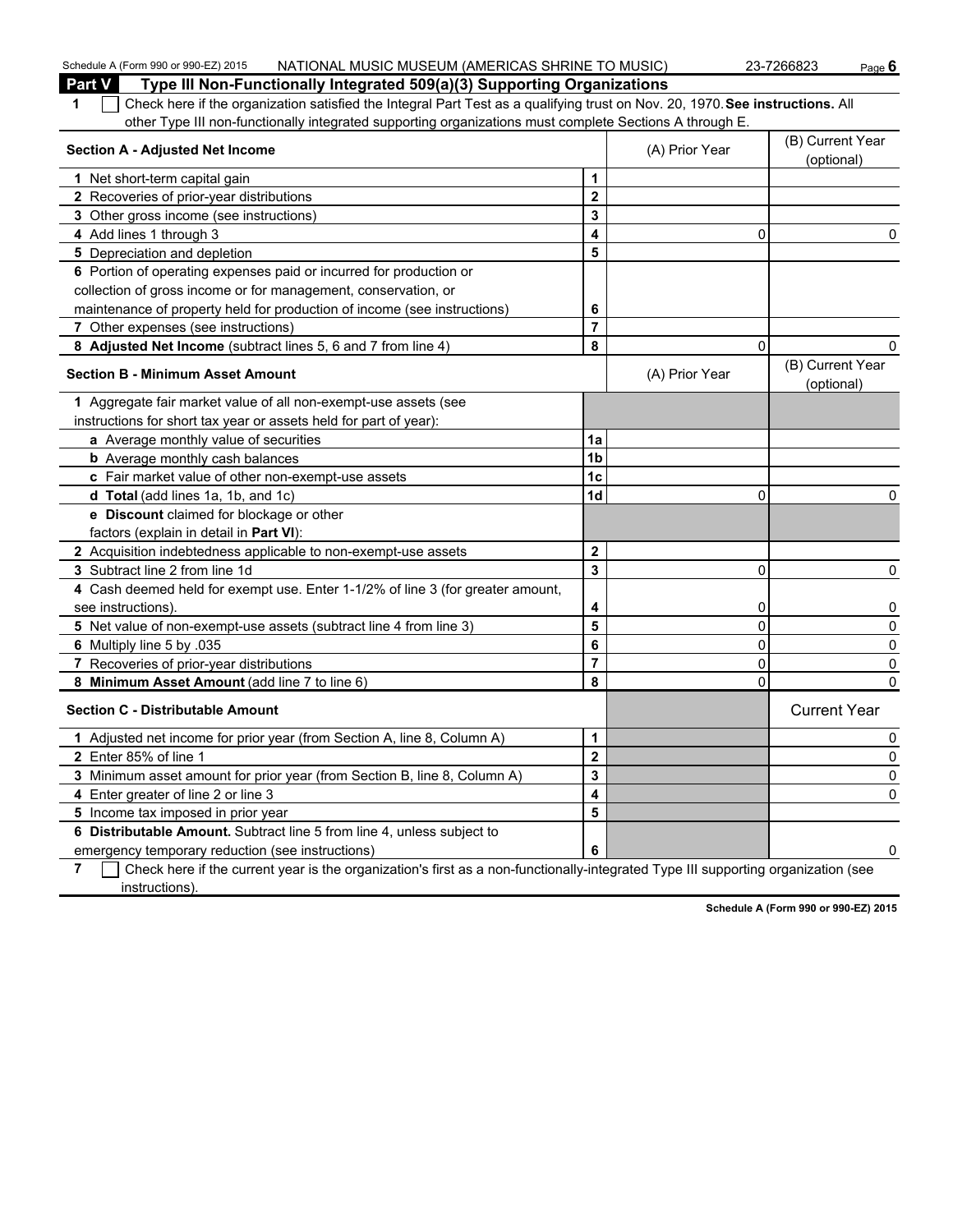Schedule A (Form 990 or 990-EZ) 2015 NATIONAL MUSIC MUSEUM (AMERICAS SHRINE TO MUSIC) 23-7266823

## Part V Type III Non-Functionally Integrated 509(a)(3) Supporting Organizations

**1** ☐ Check here if the organization satisfied the Integral Part Test as a qualifying trust on Nov. 20, 1970. **See instructions.** All other Type III non-functionally integrated supporting organizations must complete Sections A through E.

| **Section A - Adjusted Net Income** | | (A) Prior Year | (B) Current Year (optional) |
|---|---|---|---|
| **1** Net short-term capital gain | **1** | | |
| **2** Recoveries of prior-year distributions | **2** | | |
| **3** Other gross income (see instructions) | **3** | | |
| **4** Add lines 1 through 3 | **4** | 0 | 0 |
| **5** Depreciation and depletion | **5** | | |
| **6** Portion of operating expenses paid or incurred for production or collection of gross income or for management, conservation, or maintenance of property held for production of income (see instructions) | **6** | | |
| **7** Other expenses (see instructions) | **7** | | |
| **8** **Adjusted Net Income** (subtract lines 5, 6 and 7 from line 4) | **8** | 0 | 0 |

| **Section B - Minimum Asset Amount** | | (A) Prior Year | (B) Current Year (optional) |
|---|---|---|---|
| **1** Aggregate fair market value of all non-exempt-use assets (see instructions for short tax year or assets held for part of year): | | | |
| **a** Average monthly value of securities | **1a** | | |
| **b** Average monthly cash balances | **1b** | | |
| **c** Fair market value of other non-exempt-use assets | **1c** | | |
| **d** **Total** (add lines 1a, 1b, and 1c) | **1d** | 0 | 0 |
| **e** **Discount** claimed for blockage or other factors (explain in detail in **Part VI**): | | | |
| **2** Acquisition indebtedness applicable to non-exempt-use assets | **2** | | |
| **3** Subtract line 2 from line 1d | **3** | 0 | 0 |
| **4** Cash deemed held for exempt use. Enter 1-1/2% of line 3 (for greater amount, see instructions). | **4** | 0 | 0 |
| **5** Net value of non-exempt-use assets (subtract line 4 from line 3) | **5** | 0 | 0 |
| **6** Multiply line 5 by .035 | **6** | 0 | 0 |
| **7** Recoveries of prior-year distributions | **7** | 0 | 0 |
| **8** **Minimum Asset Amount** (add line 7 to line 6) | **8** | 0 | 0 |

| **Section C - Distributable Amount** | | | Current Year |
|---|---|---|---|
| **1** Adjusted net income for prior year (from Section A, line 8, Column A) | **1** | | 0 |
| **2** Enter 85% of line 1 | **2** | | 0 |
| **3** Minimum asset amount for prior year (from Section B, line 8, Column A) | **3** | | 0 |
| **4** Enter greater of line 2 or line 3 | **4** | | 0 |
| **5** Income tax imposed in prior year | **5** | | |
| **6** **Distributable Amount.** Subtract line 5 from line 4, unless subject to emergency temporary reduction (see instructions) | **6** | | 0 |

**7** ☐ Check here if the current year is the organization's first as a non-functionally-integrated Type III supporting organization (see instructions).

**Schedule A (Form 990 or 990-EZ) 2015**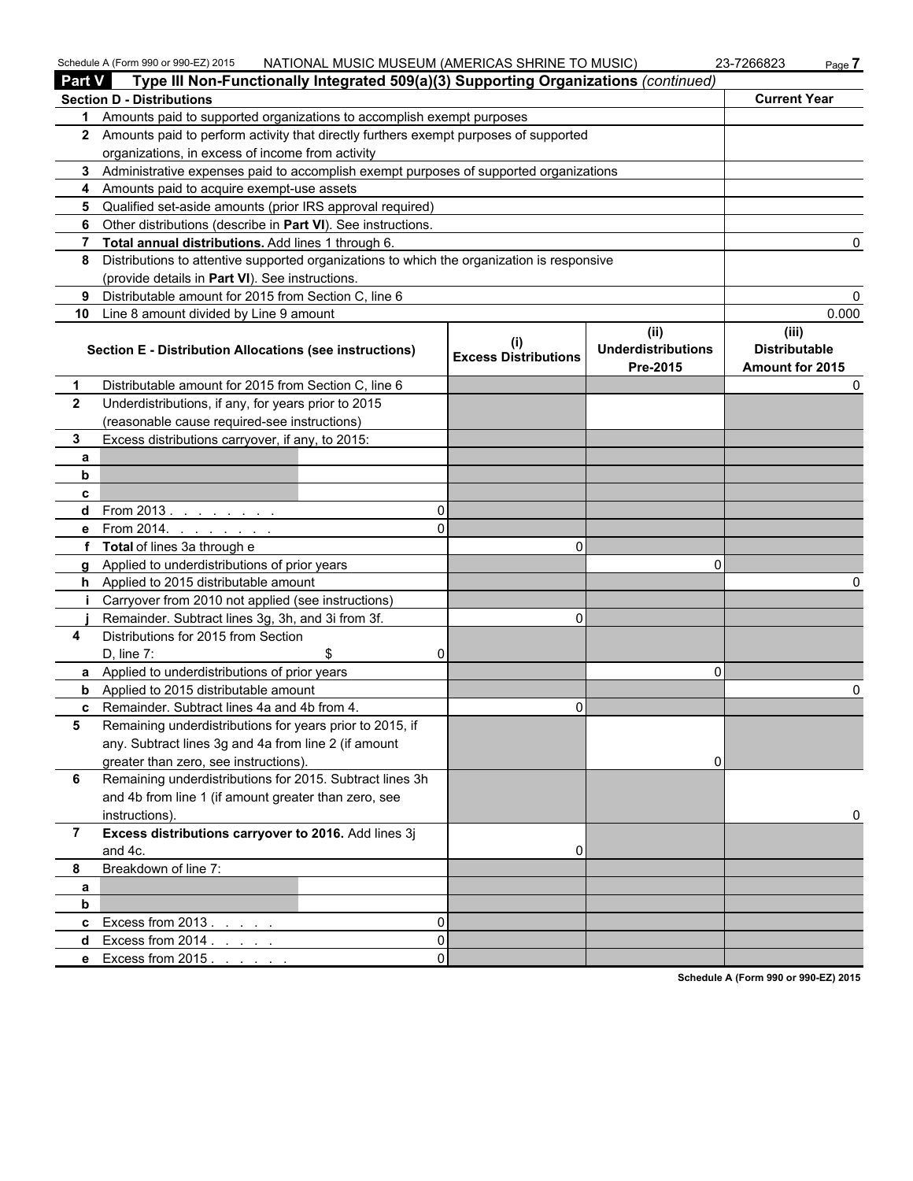## Part V Type III Non-Functionally Integrated 509(a)(3) Supporting Organizations *(continued)*

| Section D - Distributions | | Current Year |
|---|---|---|
| 1 | Amounts paid to supported organizations to accomplish exempt purposes | |
| 2 | Amounts paid to perform activity that directly furthers exempt purposes of supported organizations, in excess of income from activity | |
| 3 | Administrative expenses paid to accomplish exempt purposes of supported organizations | |
| 4 | Amounts paid to acquire exempt-use assets | |
| 5 | Qualified set-aside amounts (prior IRS approval required) | |
| 6 | Other distributions (describe in **Part VI**). See instructions. | |
| 7 | **Total annual distributions.** Add lines 1 through 6. | 0 |
| 8 | Distributions to attentive supported organizations to which the organization is responsive (provide details in **Part VI**). See instructions. | |
| 9 | Distributable amount for 2015 from Section C, line 6 | 0 |
| 10 | Line 8 amount divided by Line 9 amount | 0.000 |

| | Section E - Distribution Allocations (see instructions) | | (i) Excess Distributions | (ii) Underdistributions Pre-2015 | (iii) Distributable Amount for 2015 |
|---|---|---|---|---|---|
| 1 | Distributable amount for 2015 from Section C, line 6 | | | | 0 |
| 2 | Underdistributions, if any, for years prior to 2015 (reasonable cause required-see instructions) | | | | |
| 3 | Excess distributions carryover, if any, to 2015: | | | | |
| a | | | | | |
| b | | | | | |
| c | | | | | |
| d | From 2013 . . . . . . . . | 0 | | | |
| e | From 2014. . . . . . . . | 0 | | | |
| f | **Total** of lines 3a through e | | 0 | | |
| g | Applied to underdistributions of prior years | | | 0 | |
| h | Applied to 2015 distributable amount | | | | 0 |
| i | Carryover from 2010 not applied (see instructions) | | | | |
| j | Remainder. Subtract lines 3g, 3h, and 3i from 3f. | | 0 | | |
| 4 | Distributions for 2015 from Section D, line 7: $ | 0 | | | |
| a | Applied to underdistributions of prior years | | | 0 | |
| b | Applied to 2015 distributable amount | | | | 0 |
| c | Remainder. Subtract lines 4a and 4b from 4. | | 0 | | |
| 5 | Remaining underdistributions for years prior to 2015, if any. Subtract lines 3g and 4a from line 2 (if amount greater than zero, see instructions). | | | 0 | |
| 6 | Remaining underdistributions for 2015. Subtract lines 3h and 4b from line 1 (if amount greater than zero, see instructions). | | | | 0 |
| 7 | **Excess distributions carryover to 2016.** Add lines 3j and 4c. | | 0 | | |
| 8 | Breakdown of line 7: | | | | |
| a | | | | | |
| b | | | | | |
| c | Excess from 2013 . . . . . | 0 | | | |
| d | Excess from 2014 . . . . . | 0 | | | |
| e | Excess from 2015 . . . . . . | 0 | | | |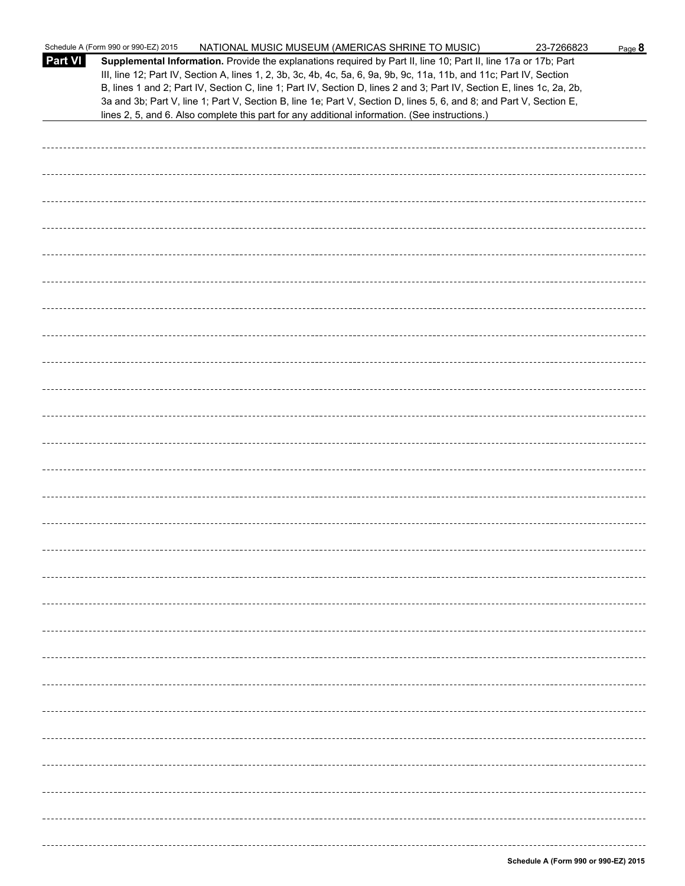**Part VI** **Supplemental Information.** Provide the explanations required by Part II, line 10; Part II, line 17a or 17b; Part III, line 12; Part IV, Section A, lines 1, 2, 3b, 3c, 4b, 4c, 5a, 6, 9a, 9b, 9c, 11a, 11b, and 11c; Part IV, Section B, lines 1 and 2; Part IV, Section C, line 1; Part IV, Section D, lines 2 and 3; Part IV, Section E, lines 1c, 2a, 2b, 3a and 3b; Part V, line 1; Part V, Section B, line 1e; Part V, Section D, lines 5, 6, and 8; and Part V, Section E, lines 2, 5, and 6. Also complete this part for any additional information. (See instructions.)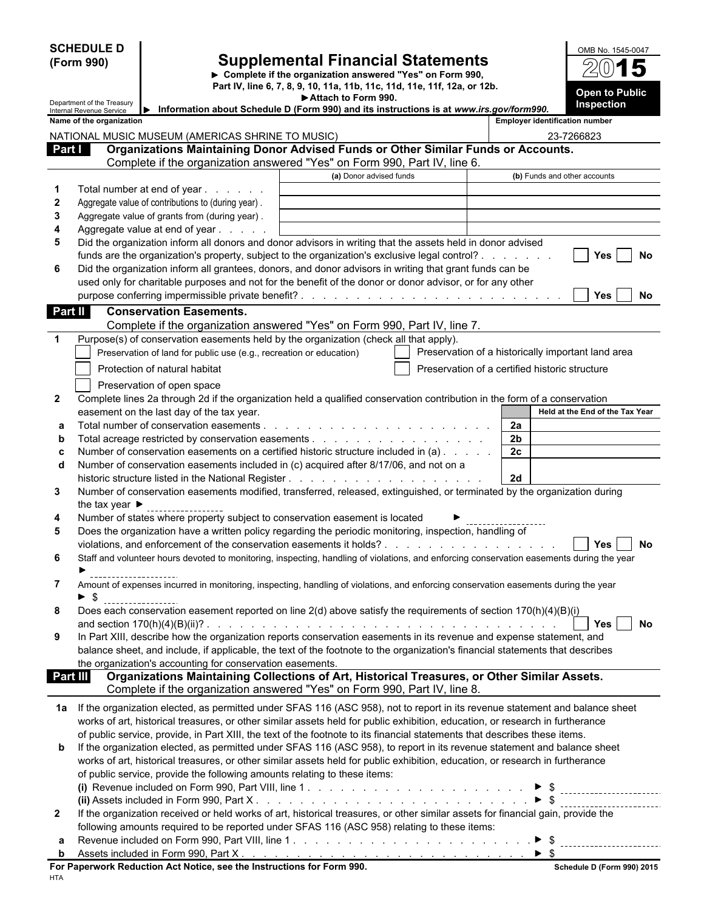**SCHEDULE D (Form 990)**

Department of the Treasury
Internal Revenue Service

# Supplemental Financial Statements

► Complete if the organization answered "Yes" on Form 990, Part IV, line 6, 7, 8, 9, 10, 11a, 11b, 11c, 11d, 11e, 11f, 12a, or 12b.
► Attach to Form 990.
► Information about Schedule D (Form 990) and its instructions is at *www.irs.gov/form990.*

OMB No. 1545-0047
**2015**
**Open to Public Inspection**

| Name of the organization | Employer identification number |
|---|---|
| NATIONAL MUSIC MUSEUM (AMERICAS SHRINE TO MUSIC) | 23-7266823 |

## Part I Organizations Maintaining Donor Advised Funds or Other Similar Funds or Accounts.
Complete if the organization answered "Yes" on Form 990, Part IV, line 6.

| | | (a) Donor advised funds | (b) Funds and other accounts |
|---|---|---|---|
| 1 | Total number at end of year | | |
| 2 | Aggregate value of contributions to (during year) | | |
| 3 | Aggregate value of grants from (during year) | | |
| 4 | Aggregate value at end of year | | |

5 Did the organization inform all donors and donor advisors in writing that the assets held in donor advised funds are the organization's property, subject to the organization's exclusive legal control? ☐ Yes ☐ No

6 Did the organization inform all grantees, donors, and donor advisors in writing that grant funds can be used only for charitable purposes and not for the benefit of the donor or donor advisor, or for any other purpose conferring impermissible private benefit? ☐ Yes ☐ No

## Part II Conservation Easements.
Complete if the organization answered "Yes" on Form 990, Part IV, line 7.

1 Purpose(s) of conservation easements held by the organization (check all that apply).
- ☐ Preservation of land for public use (e.g., recreation or education)
- ☐ Preservation of a historically important land area
- ☐ Protection of natural habitat
- ☐ Preservation of a certified historic structure
- ☐ Preservation of open space

2 Complete lines 2a through 2d if the organization held a qualified conservation contribution in the form of a conservation easement on the last day of the tax year.

| | | | Held at the End of the Tax Year |
|---|---|---|---|
| a | Total number of conservation easements | 2a | |
| b | Total acreage restricted by conservation easements | 2b | |
| c | Number of conservation easements on a certified historic structure included in (a) | 2c | |
| d | Number of conservation easements included in (c) acquired after 8/17/06, and not on a historic structure listed in the National Register | 2d | |

3 Number of conservation easements modified, transferred, released, extinguished, or terminated by the organization during the tax year ► ________

4 Number of states where property subject to conservation easement is located ► ________

5 Does the organization have a written policy regarding the periodic monitoring, inspection, handling of violations, and enforcement of the conservation easements it holds? ☐ Yes ☐ No

6 Staff and volunteer hours devoted to monitoring, inspecting, handling of violations, and enforcing conservation easements during the year ► ________

7 Amount of expenses incurred in monitoring, inspecting, handling of violations, and enforcing conservation easements during the year ► $ ________

8 Does each conservation easement reported on line 2(d) above satisfy the requirements of section 170(h)(4)(B)(i) and section 170(h)(4)(B)(ii)? ☐ Yes ☐ No

9 In Part XIII, describe how the organization reports conservation easements in its revenue and expense statement, and balance sheet, and include, if applicable, the text of the footnote to the organization's financial statements that describes the organization's accounting for conservation easements.

## Part III Organizations Maintaining Collections of Art, Historical Treasures, or Other Similar Assets.
Complete if the organization answered "Yes" on Form 990, Part IV, line 8.

1a If the organization elected, as permitted under SFAS 116 (ASC 958), not to report in its revenue statement and balance sheet works of art, historical treasures, or other similar assets held for public exhibition, education, or research in furtherance of public service, provide, in Part XIII, the text of the footnote to its financial statements that describes these items.

b If the organization elected, as permitted under SFAS 116 (ASC 958), to report in its revenue statement and balance sheet works of art, historical treasures, or other similar assets held for public exhibition, education, or research in furtherance of public service, provide the following amounts relating to these items:

(i) Revenue included on Form 990, Part VIII, line 1 ► $ ________

(ii) Assets included in Form 990, Part X ► $ ________

2 If the organization received or held works of art, historical treasures, or other similar assets for financial gain, provide the following amounts required to be reported under SFAS 116 (ASC 958) relating to these items:

a Revenue included on Form 990, Part VIII, line 1 ► $ ________

b Assets included in Form 990, Part X ► $ ________

**For Paperwork Reduction Act Notice, see the Instructions for Form 990.** Schedule D (Form 990) 2015
HTA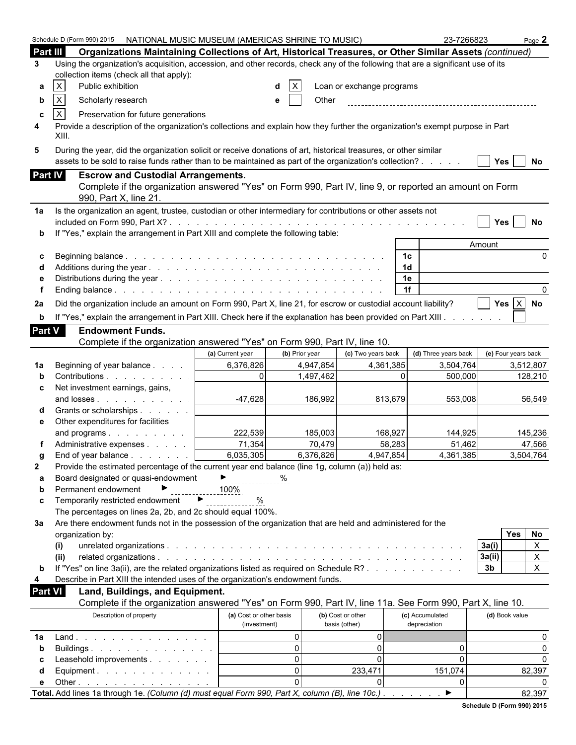Schedule D (Form 990) 2015 NATIONAL MUSIC MUSEUM (AMERICAS SHRINE TO MUSIC) 23-7266823 Page **2**

## Part III Organizations Maintaining Collections of Art, Historical Treasures, or Other Similar Assets *(continued)*

**3** Using the organization's acquisition, accession, and other records, check any of the following that are a significant use of its collection items (check all that apply):

- **a** [X] Public exhibition
- **b** [X] Scholarly research
- **c** [X] Preservation for future generations
- **d** [X] Loan or exchange programs
- **e** [ ] Other

**4** Provide a description of the organization's collections and explain how they further the organization's exempt purpose in Part XIII.

**5** During the year, did the organization solicit or receive donations of art, historical treasures, or other similar assets to be sold to raise funds rather than to be maintained as part of the organization's collection? . . . . . [ ] Yes [ ] No

## Part IV Escrow and Custodial Arrangements.

Complete if the organization answered "Yes" on Form 990, Part IV, line 9, or reported an amount on Form 990, Part X, line 21.

**1a** Is the organization an agent, trustee, custodian or other intermediary for contributions or other assets not included on Form 990, Part X? . . . [ ] Yes [ ] No

**b** If "Yes," explain the arrangement in Part XIII and complete the following table:

| | | | Amount |
|---|---|---|---|
| c | Beginning balance | 1c | 0 |
| d | Additions during the year | 1d | |
| e | Distributions during the year | 1e | |
| f | Ending balance | 1f | 0 |

**2a** Did the organization include an amount on Form 990, Part X, line 21, for escrow or custodial account liability? [ ] Yes [X] No

**b** If "Yes," explain the arrangement in Part XIII. Check here if the explanation has been provided on Part XIII . . . . . . . [ ]

## Part V Endowment Funds.

Complete if the organization answered "Yes" on Form 990, Part IV, line 10.

| | | (a) Current year | (b) Prior year | (c) Two years back | (d) Three years back | (e) Four years back |
|---|---|---|---|---|---|---|
| 1a | Beginning of year balance | 6,376,826 | 4,947,854 | 4,361,385 | 3,504,764 | 3,512,807 |
| b | Contributions | 0 | 1,497,462 | 0 | 500,000 | 128,210 |
| c | Net investment earnings, gains, and losses | -47,628 | 186,992 | 813,679 | 553,008 | 56,549 |
| d | Grants or scholarships | | | | | |
| e | Other expenditures for facilities and programs | 222,539 | 185,003 | 168,927 | 144,925 | 145,236 |
| f | Administrative expenses | 71,354 | 70,479 | 58,283 | 51,462 | 47,566 |
| g | End of year balance | 6,035,305 | 6,376,826 | 4,947,854 | 4,361,385 | 3,504,764 |

**2** Provide the estimated percentage of the current year end balance (line 1g, column (a)) held as:

- **a** Board designated or quasi-endowment ► ______ %
- **b** Permanent endowment ► 100%
- **c** Temporarily restricted endowment ► ______ %

The percentages on lines 2a, 2b, and 2c should equal 100%.

**3a** Are there endowment funds not in the possession of the organization that are held and administered for the organization by:

| | | | Yes | No |
|---|---|---|---|---|
| (i) | unrelated organizations | 3a(i) | | X |
| (ii) | related organizations | 3a(ii) | | X |
| b | If "Yes" on line 3a(ii), are the related organizations listed as required on Schedule R? | 3b | | X |

**4** Describe in Part XIII the intended uses of the organization's endowment funds.

## Part VI Land, Buildings, and Equipment.

Complete if the organization answered "Yes" on Form 990, Part IV, line 11a. See Form 990, Part X, line 10.

| | Description of property | (a) Cost or other basis (investment) | (b) Cost or other basis (other) | (c) Accumulated depreciation | (d) Book value |
|---|---|---|---|---|---|
| 1a | Land | 0 | 0 | | 0 |
| b | Buildings | 0 | 0 | 0 | 0 |
| c | Leasehold improvements | 0 | 0 | 0 | 0 |
| d | Equipment | 0 | 233,471 | 151,074 | 82,397 |
| e | Other | 0 | 0 | 0 | 0 |

**Total.** Add lines 1a through 1e. *(Column (d) must equal Form 990, Part X, column (B), line 10c.)* . . . . . . . ► 82,397

**Schedule D (Form 990) 2015**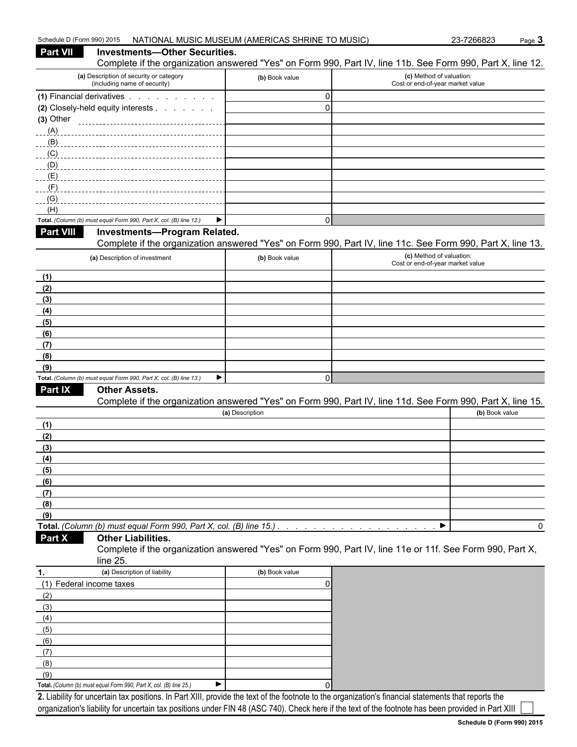Schedule D (Form 990) 2015 NATIONAL MUSIC MUSEUM (AMERICAS SHRINE TO MUSIC) 23-7266823

## Part VII Investments—Other Securities.

Complete if the organization answered "Yes" on Form 990, Part IV, line 11b. See Form 990, Part X, line 12.

| (a) Description of security or category (including name of security) | (b) Book value | (c) Method of valuation: Cost or end-of-year market value |
|---|---|---|
| (1) Financial derivatives | 0 | |
| (2) Closely-held equity interests | 0 | |
| (3) Other | | |
| (A) | | |
| (B) | | |
| (C) | | |
| (D) | | |
| (E) | | |
| (F) | | |
| (G) | | |
| (H) | | |
| Total. *(Column (b) must equal Form 990, Part X, col. (B) line 12.)* ▶ | 0 | |

## Part VIII Investments—Program Related.

Complete if the organization answered "Yes" on Form 990, Part IV, line 11c. See Form 990, Part X, line 13.

| (a) Description of investment | (b) Book value | (c) Method of valuation: Cost or end-of-year market value |
|---|---|---|
| (1) | | |
| (2) | | |
| (3) | | |
| (4) | | |
| (5) | | |
| (6) | | |
| (7) | | |
| (8) | | |
| (9) | | |
| Total. *(Column (b) must equal Form 990, Part X, col. (B) line 13.)* ▶ | 0 | |

## Part IX Other Assets.

Complete if the organization answered "Yes" on Form 990, Part IV, line 11d. See Form 990, Part X, line 15.

| (a) Description | (b) Book value |
|---|---|
| (1) | |
| (2) | |
| (3) | |
| (4) | |
| (5) | |
| (6) | |
| (7) | |
| (8) | |
| (9) | |
| **Total.** *(Column (b) must equal Form 990, Part X, col. (B) line 15.)* ▶ | 0 |

## Part X Other Liabilities.

Complete if the organization answered "Yes" on Form 990, Part IV, line 11e or 11f. See Form 990, Part X, line 25.

| 1. (a) Description of liability | (b) Book value |
|---|---|
| (1) Federal income taxes | 0 |
| (2) | |
| (3) | |
| (4) | |
| (5) | |
| (6) | |
| (7) | |
| (8) | |
| (9) | |
| Total. *(Column (b) must equal Form 990, Part X, col. (B) line 25.)* ▶ | 0 |

**2.** Liability for uncertain tax positions. In Part XIII, provide the text of the footnote to the organization's financial statements that reports the organization's liability for uncertain tax positions under FIN 48 (ASC 740). Check here if the text of the footnote has been provided in Part XIII ☐

**Schedule D (Form 990) 2015**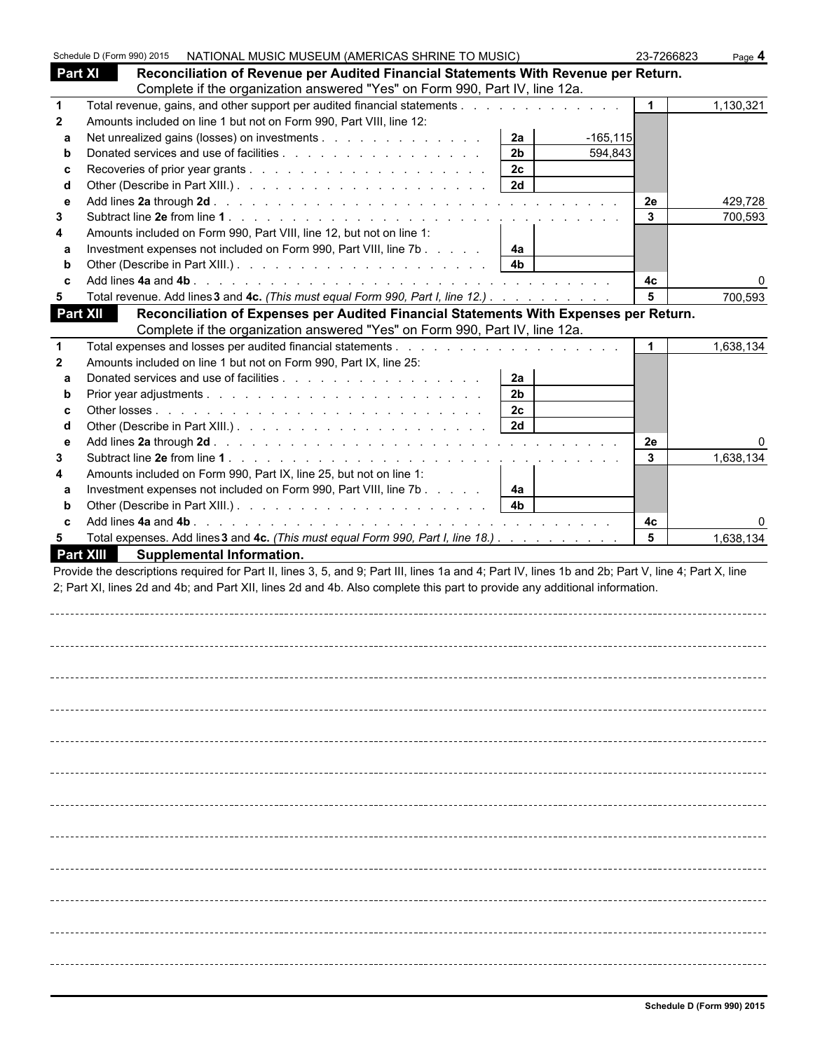Schedule D (Form 990) 2015 NATIONAL MUSIC MUSEUM (AMERICAS SHRINE TO MUSIC) 23-7266823 Page 4

**Part XI** **Reconciliation of Revenue per Audited Financial Statements With Revenue per Return.**
Complete if the organization answered "Yes" on Form 990, Part IV, line 12a.

| | | | | | |
|---|---|---|---|---|---|
| 1 | Total revenue, gains, and other support per audited financial statements | | | 1 | 1,130,321 |
| 2 | Amounts included on line 1 but not on Form 990, Part VIII, line 12: | | | | |
| a | Net unrealized gains (losses) on investments | 2a | -165,115 | | |
| b | Donated services and use of facilities | 2b | 594,843 | | |
| c | Recoveries of prior year grants | 2c | | | |
| d | Other (Describe in Part XIII.) | 2d | | | |
| e | Add lines **2a** through **2d** | | | 2e | 429,728 |
| 3 | Subtract line **2e** from line **1** | | | 3 | 700,593 |
| 4 | Amounts included on Form 990, Part VIII, line 12, but not on line 1: | | | | |
| a | Investment expenses not included on Form 990, Part VIII, line 7b | 4a | | | |
| b | Other (Describe in Part XIII.) | 4b | | | |
| c | Add lines **4a** and **4b** | | | 4c | 0 |
| 5 | Total revenue. Add lines **3** and **4c.** *(This must equal Form 990, Part I, line 12.)* | | | 5 | 700,593 |

**Part XII** **Reconciliation of Expenses per Audited Financial Statements With Expenses per Return.**
Complete if the organization answered "Yes" on Form 990, Part IV, line 12a.

| | | | | | |
|---|---|---|---|---|---|
| 1 | Total expenses and losses per audited financial statements | | | 1 | 1,638,134 |
| 2 | Amounts included on line 1 but not on Form 990, Part IX, line 25: | | | | |
| a | Donated services and use of facilities | 2a | | | |
| b | Prior year adjustments | 2b | | | |
| c | Other losses | 2c | | | |
| d | Other (Describe in Part XIII.) | 2d | | | |
| e | Add lines **2a** through **2d** | | | 2e | 0 |
| 3 | Subtract line **2e** from line **1** | | | 3 | 1,638,134 |
| 4 | Amounts included on Form 990, Part IX, line 25, but not on line 1: | | | | |
| a | Investment expenses not included on Form 990, Part VIII, line 7b | 4a | | | |
| b | Other (Describe in Part XIII.) | 4b | | | |
| c | Add lines **4a** and **4b** | | | 4c | 0 |
| 5 | Total expenses. Add lines **3** and **4c.** *(This must equal Form 990, Part I, line 18.)* | | | 5 | 1,638,134 |

**Part XIII** **Supplemental Information.**

Provide the descriptions required for Part II, lines 3, 5, and 9; Part III, lines 1a and 4; Part IV, lines 1b and 2b; Part V, line 4; Part X, line 2; Part XI, lines 2d and 4b; and Part XII, lines 2d and 4b. Also complete this part to provide any additional information.

**Schedule D (Form 990) 2015**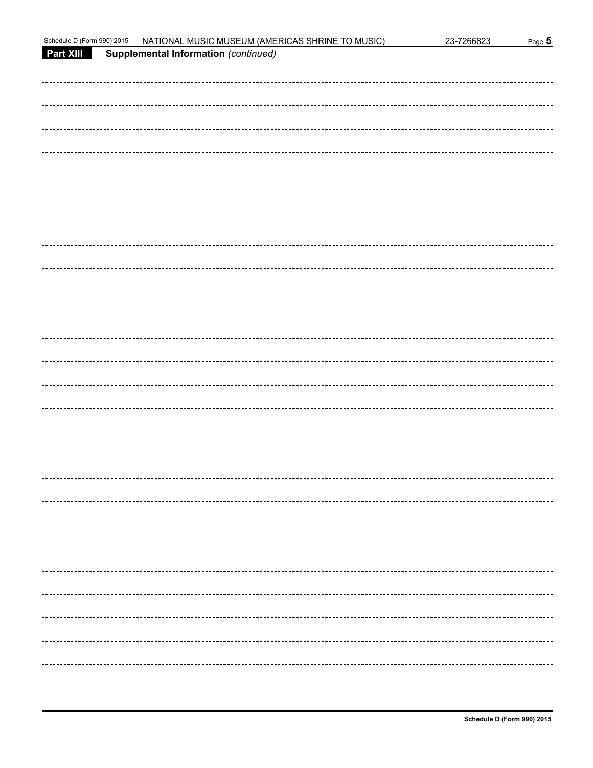## Part XIII Supplemental Information *(continued)*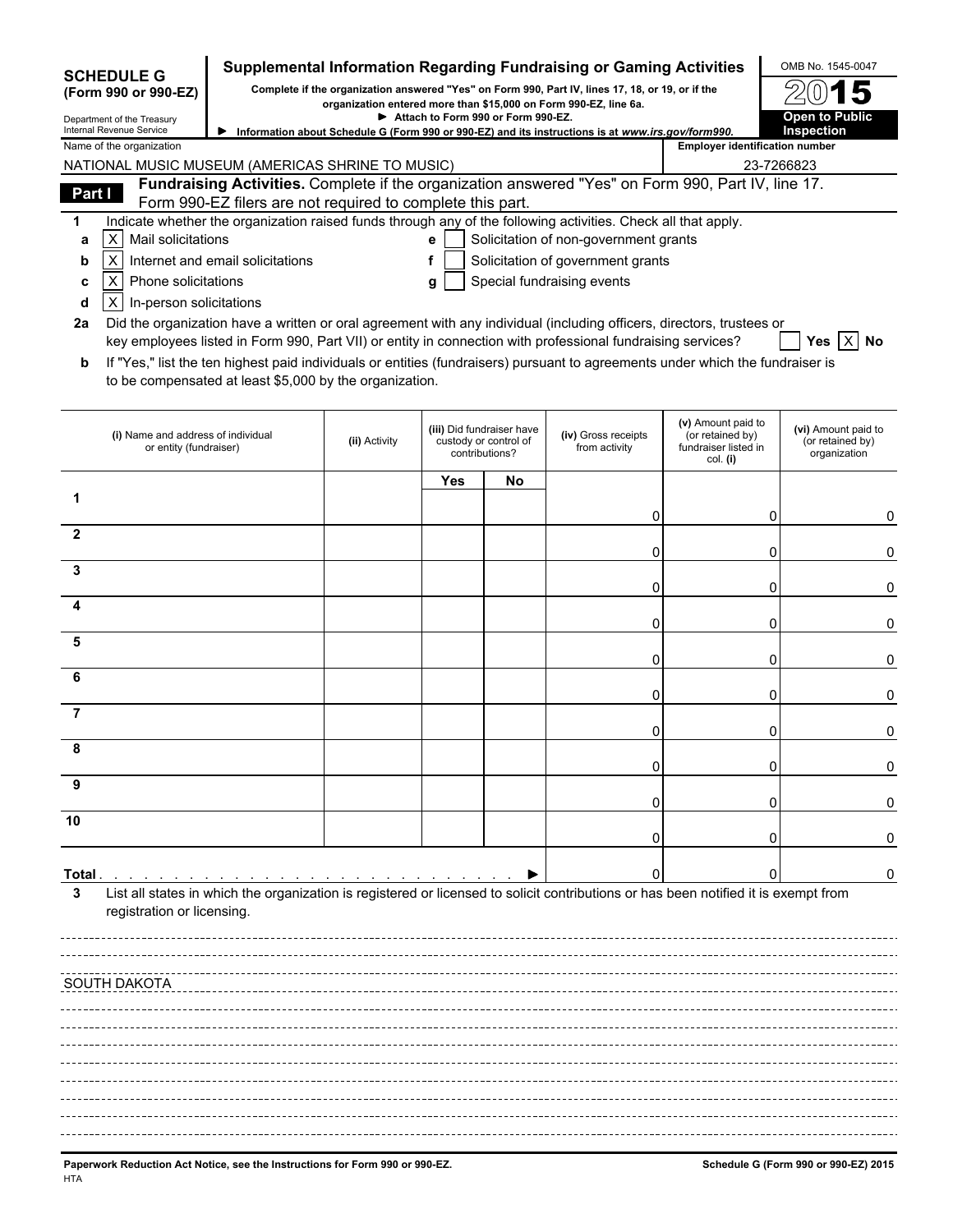**SCHEDULE G (Form 990 or 990-EZ)**

Department of the Treasury
Internal Revenue Service

# Supplemental Information Regarding Fundraising or Gaming Activities

**Complete if the organization answered "Yes" on Form 990, Part IV, lines 17, 18, or 19, or if the organization entered more than $15,000 on Form 990-EZ, line 6a.**

▶ **Attach to Form 990 or Form 990-EZ.**

▶ **Information about Schedule G (Form 990 or 990-EZ) and its instructions is at www.irs.gov/form990.**

OMB No. 1545-0047

**2015**

**Open to Public Inspection**

Name of the organization: NATIONAL MUSIC MUSEUM (AMERICAS SHRINE TO MUSIC)

Employer identification number: 23-7266823

**Part I** **Fundraising Activities.** Complete if the organization answered "Yes" on Form 990, Part IV, line 17. Form 990-EZ filers are not required to complete this part.

**1** Indicate whether the organization raised funds through any of the following activities. Check all that apply.

- **a** [X] Mail solicitations
- **b** [X] Internet and email solicitations
- **c** [X] Phone solicitations
- **d** [X] In-person solicitations
- **e** [ ] Solicitation of non-government grants
- **f** [ ] Solicitation of government grants
- **g** [ ] Special fundraising events

**2a** Did the organization have a written or oral agreement with any individual (including officers, directors, trustees or key employees listed in Form 990, Part VII) or entity in connection with professional fundraising services? [ ] **Yes** [X] **No**

**b** If "Yes," list the ten highest paid individuals or entities (fundraisers) pursuant to agreements under which the fundraiser is to be compensated at least $5,000 by the organization.

| | (i) Name and address of individual or entity (fundraiser) | (ii) Activity | (iii) Did fundraiser have custody or control of contributions? | | (iv) Gross receipts from activity | (v) Amount paid to (or retained by) fundraiser listed in col. (i) | (vi) Amount paid to (or retained by) organization |
|---|---|---|---|---|---|---|---|
| | | | Yes | No | | | |
| 1 | | | | | 0 | 0 | 0 |
| 2 | | | | | 0 | 0 | 0 |
| 3 | | | | | 0 | 0 | 0 |
| 4 | | | | | 0 | 0 | 0 |
| 5 | | | | | 0 | 0 | 0 |
| 6 | | | | | 0 | 0 | 0 |
| 7 | | | | | 0 | 0 | 0 |
| 8 | | | | | 0 | 0 | 0 |
| 9 | | | | | 0 | 0 | 0 |
| 10 | | | | | 0 | 0 | 0 |
| **Total** ▶ | | | | | 0 | 0 | 0 |

**3** List all states in which the organization is registered or licensed to solicit contributions or has been notified it is exempt from registration or licensing.

SOUTH DAKOTA

**Paperwork Reduction Act Notice, see the Instructions for Form 990 or 990-EZ.** HTA

**Schedule G (Form 990 or 990-EZ) 2015**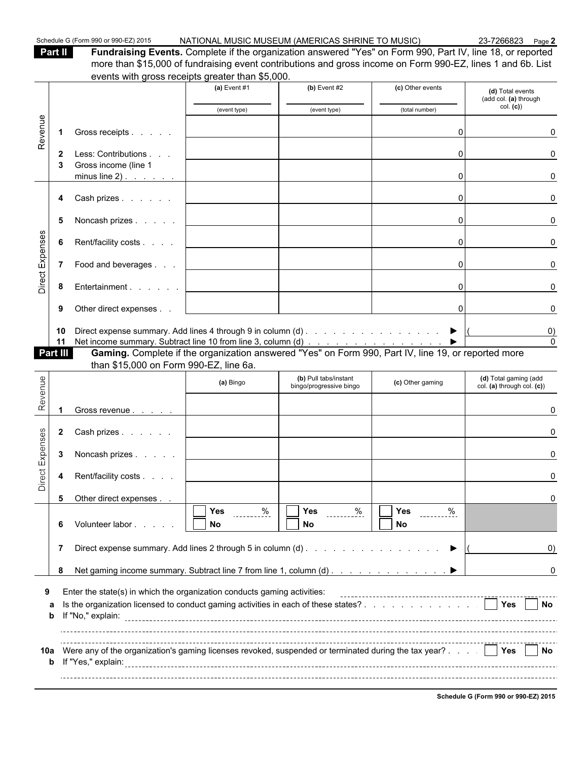Schedule G (Form 990 or 990-EZ) 2015 NATIONAL MUSIC MUSEUM (AMERICAS SHRINE TO MUSIC) 23-7266823 Page 2

**Part II** **Fundraising Events.** Complete if the organization answered "Yes" on Form 990, Part IV, line 18, or reported more than $15,000 of fundraising event contributions and gross income on Form 990-EZ, lines 1 and 6b. List events with gross receipts greater than $5,000.

| | | | (a) Event #1 (event type) | (b) Event #2 (event type) | (c) Other events (total number) | (d) Total events (add col. (a) through col. (c)) |
|---|---|---|---|---|---|---|
| Revenue | 1 | Gross receipts | | | 0 | 0 |
| | 2 | Less: Contributions | | | 0 | 0 |
| | 3 | Gross income (line 1 minus line 2) | | | 0 | 0 |
| Direct Expenses | 4 | Cash prizes | | | 0 | 0 |
| | 5 | Noncash prizes | | | 0 | 0 |
| | 6 | Rent/facility costs | | | 0 | 0 |
| | 7 | Food and beverages | | | 0 | 0 |
| | 8 | Entertainment | | | 0 | 0 |
| | 9 | Other direct expenses | | | 0 | 0 |
| | 10 | Direct expense summary. Add lines 4 through 9 in column (d) ▶ | | | | ( 0) |
| | 11 | Net income summary. Subtract line 10 from line 3, column (d) ▶ | | | | 0 |

**Part III** **Gaming.** Complete if the organization answered "Yes" on Form 990, Part IV, line 19, or reported more than $15,000 on Form 990-EZ, line 6a.

| | | | (a) Bingo | (b) Pull tabs/instant bingo/progressive bingo | (c) Other gaming | (d) Total gaming (add col. (a) through col. (c)) |
|---|---|---|---|---|---|---|
| Revenue | 1 | Gross revenue | | | | 0 |
| Direct Expenses | 2 | Cash prizes | | | | 0 |
| | 3 | Noncash prizes | | | | 0 |
| | 4 | Rent/facility costs | | | | 0 |
| | 5 | Other direct expenses | | | | 0 |
| | 6 | Volunteer labor | ☐ Yes ___% ☐ No | ☐ Yes ___% ☐ No | ☐ Yes ___% ☐ No | |
| | 7 | Direct expense summary. Add lines 2 through 5 in column (d) ▶ | | | | ( 0) |
| | 8 | Net gaming income summary. Subtract line 7 from line 1, column (d) ▶ | | | | 0 |

**9** Enter the state(s) in which the organization conducts gaming activities:

**a** Is the organization licensed to conduct gaming activities in each of these states? ☐ Yes ☐ No

**b** If "No," explain:

**10a** Were any of the organization's gaming licenses revoked, suspended or terminated during the tax year? ☐ Yes ☐ No

**b** If "Yes," explain:

**Schedule G (Form 990 or 990-EZ) 2015**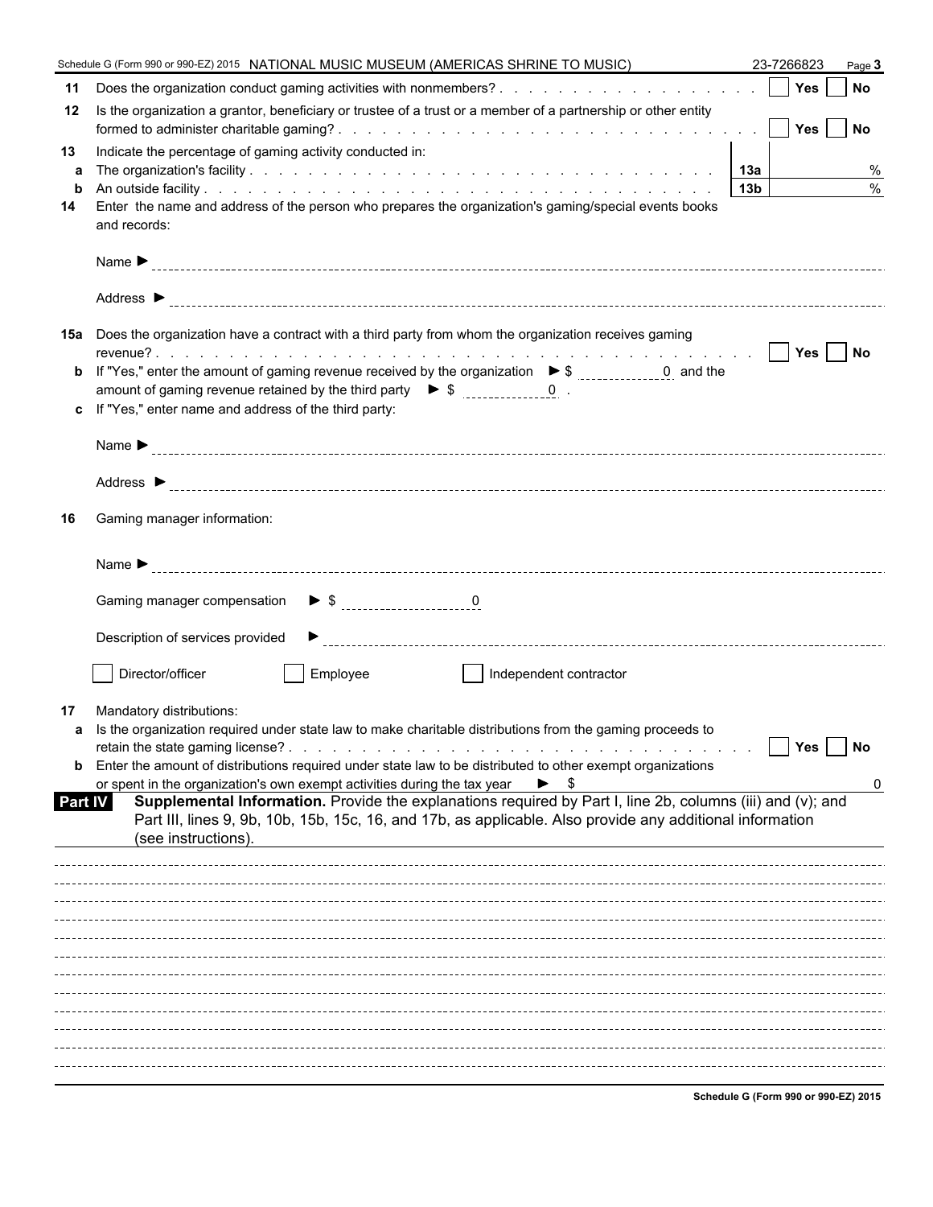Schedule G (Form 990 or 990-EZ) 2015 NATIONAL MUSIC MUSEUM (AMERICAS SHRINE TO MUSIC) 23-7266823

**11** Does the organization conduct gaming activities with nonmembers? . . . . . . . . . . . . . . . . . . ☐ Yes ☐ No

**12** Is the organization a grantor, beneficiary or trustee of a trust or a member of a partnership or other entity formed to administer charitable gaming? . . . . . . . . . . . . . . . . . . . . . . . . . . ☐ Yes ☐ No

**13** Indicate the percentage of gaming activity conducted in:

**a** The organization's facility . . . . . . . . . . . . . . . . . . . . . . . . . . . . . . . **13a** %

**b** An outside facility . . . . . . . . . . . . . . . . . . . . . . . . . . . . . . . . . . **13b** %

**14** Enter the name and address of the person who prepares the organization's gaming/special events books and records:

Name ►

Address ►

**15a** Does the organization have a contract with a third party from whom the organization receives gaming revenue? . . . . . . . . . . . . . . . . . . . . . . . . . . . . . . . . . . . . . . ☐ Yes ☐ No

**b** If "Yes," enter the amount of gaming revenue received by the organization ► $ 0 and the amount of gaming revenue retained by the third party ► $ 0 .

**c** If "Yes," enter name and address of the third party:

Name ►

Address ►

**16** Gaming manager information:

Name ►

Gaming manager compensation ► $ 0

Description of services provided ►

☐ Director/officer ☐ Employee ☐ Independent contractor

**17** Mandatory distributions:

**a** Is the organization required under state law to make charitable distributions from the gaming proceeds to retain the state gaming license? . . . . . . . . . . . . . . . . . . . . . . . . . . . . . ☐ Yes ☐ No

**b** Enter the amount of distributions required under state law to be distributed to other exempt organizations or spent in the organization's own exempt activities during the tax year ► $ 0

**Part IV** **Supplemental Information.** Provide the explanations required by Part I, line 2b, columns (iii) and (v); and Part III, lines 9, 9b, 10b, 15b, 15c, 16, and 17b, as applicable. Also provide any additional information (see instructions).

Schedule G (Form 990 or 990-EZ) 2015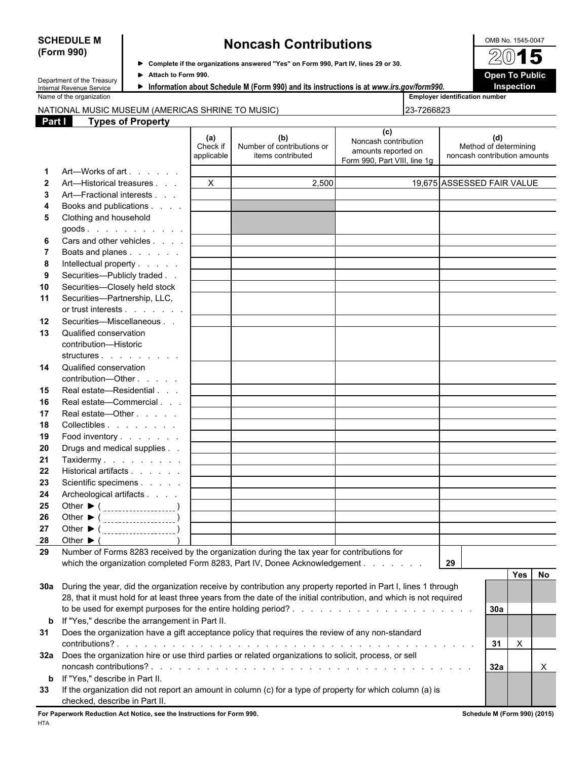**SCHEDULE M (Form 990)**

Department of the Treasury
Internal Revenue Service

# Noncash Contributions

▶ Complete if the organizations answered "Yes" on Form 990, Part IV, lines 29 or 30.

▶ Attach to Form 990.

▶ Information about Schedule M (Form 990) and its instructions is at *www.irs.gov/form990.*

OMB No. 1545-0047

**2015**

**Open To Public Inspection**

Name of the organization: NATIONAL MUSIC MUSEUM (AMERICAS SHRINE TO MUSIC)

Employer identification number: 23-7266823

## Part I Types of Property

| | | (a) Check if applicable | (b) Number of contributions or items contributed | (c) Noncash contribution amounts reported on Form 990, Part VIII, line 1g | (d) Method of determining noncash contribution amounts |
|---|---|---|---|---|---|
| 1 | Art—Works of art | | | | |
| 2 | Art—Historical treasures | X | 2,500 | 19,675 | ASSESSED FAIR VALUE |
| 3 | Art—Fractional interests | | | | |
| 4 | Books and publications | | | | |
| 5 | Clothing and household goods | | | | |
| 6 | Cars and other vehicles | | | | |
| 7 | Boats and planes | | | | |
| 8 | Intellectual property | | | | |
| 9 | Securities—Publicly traded | | | | |
| 10 | Securities—Closely held stock | | | | |
| 11 | Securities—Partnership, LLC, or trust interests | | | | |
| 12 | Securities—Miscellaneous | | | | |
| 13 | Qualified conservation contribution—Historic structures | | | | |
| 14 | Qualified conservation contribution—Other | | | | |
| 15 | Real estate—Residential | | | | |
| 16 | Real estate—Commercial | | | | |
| 17 | Real estate—Other | | | | |
| 18 | Collectibles | | | | |
| 19 | Food inventory | | | | |
| 20 | Drugs and medical supplies | | | | |
| 21 | Taxidermy | | | | |
| 22 | Historical artifacts | | | | |
| 23 | Scientific specimens | | | | |
| 24 | Archeological artifacts | | | | |
| 25 | Other ▶ ( ) | | | | |
| 26 | Other ▶ ( ) | | | | |
| 27 | Other ▶ ( ) | | | | |
| 28 | Other ▶ ( ) | | | | |

**29** Number of Forms 8283 received by the organization during the tax year for contributions for which the organization completed Form 8283, Part IV, Donee Acknowledgement . . . . . . . **29**

| | | | Yes | No |
|---|---|---|---|---|
| 30a | During the year, did the organization receive by contribution any property reported in Part I, lines 1 through 28, that it must hold for at least three years from the date of the initial contribution, and which is not required to be used for exempt purposes for the entire holding period? | 30a | | |
| b | If "Yes," describe the arrangement in Part II. | | | |
| 31 | Does the organization have a gift acceptance policy that requires the review of any non-standard contributions? | 31 | X | |
| 32a | Does the organization hire or use third parties or related organizations to solicit, process, or sell noncash contributions? | 32a | | X |
| b | If "Yes," describe in Part II. | | | |
| 33 | If the organization did not report an amount in column (c) for a type of property for which column (a) is checked, describe in Part II. | | | |

**For Paperwork Reduction Act Notice, see the Instructions for Form 990.** Schedule M (Form 990) (2015)

HTA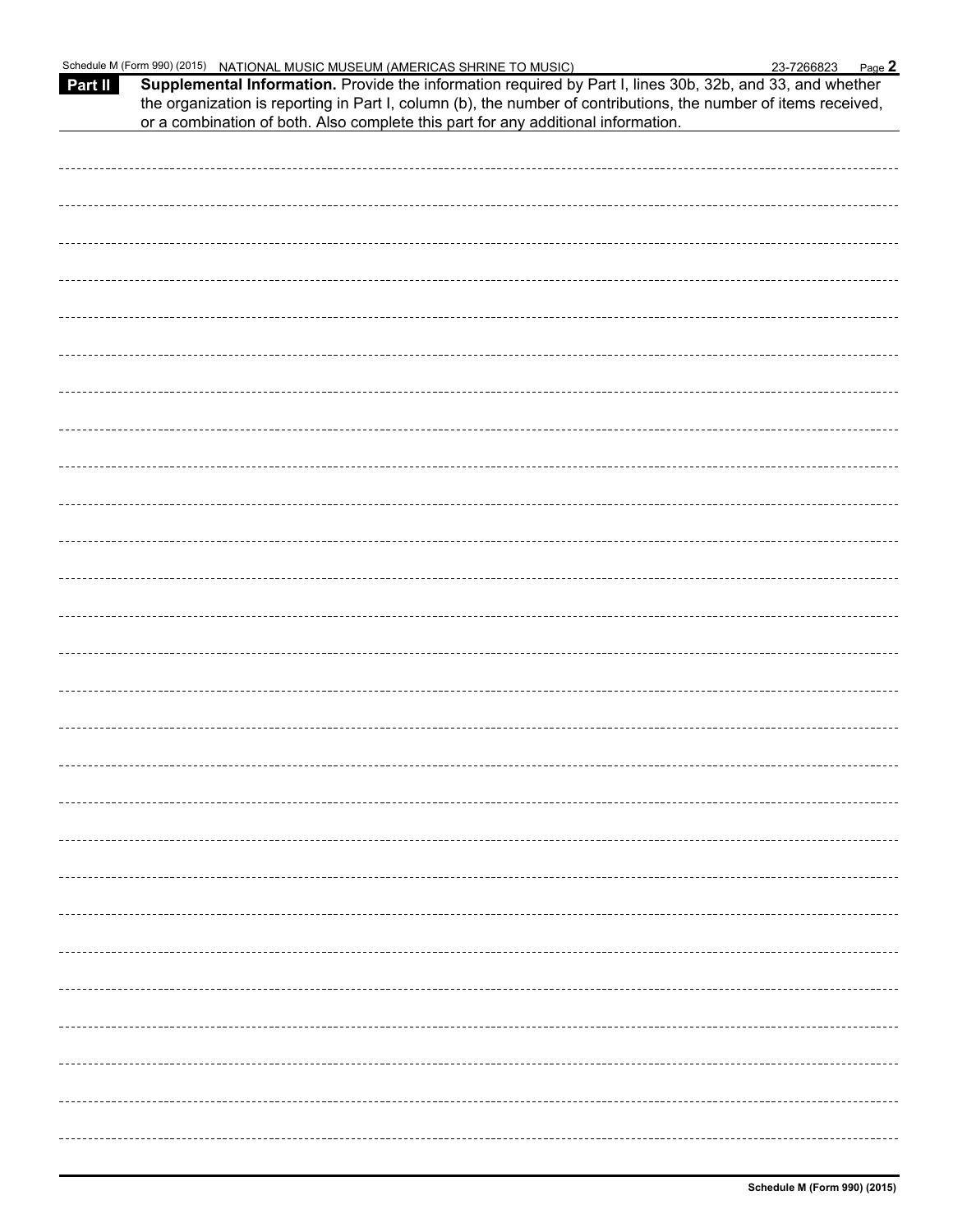Schedule M (Form 990) (2015) NATIONAL MUSIC MUSEUM (AMERICAS SHRINE TO MUSIC) 23-7266823 Page **2**

**Part II** **Supplemental Information.** Provide the information required by Part I, lines 30b, 32b, and 33, and whether the organization is reporting in Part I, column (b), the number of contributions, the number of items received, or a combination of both. Also complete this part for any additional information.

**Schedule M (Form 990) (2015)**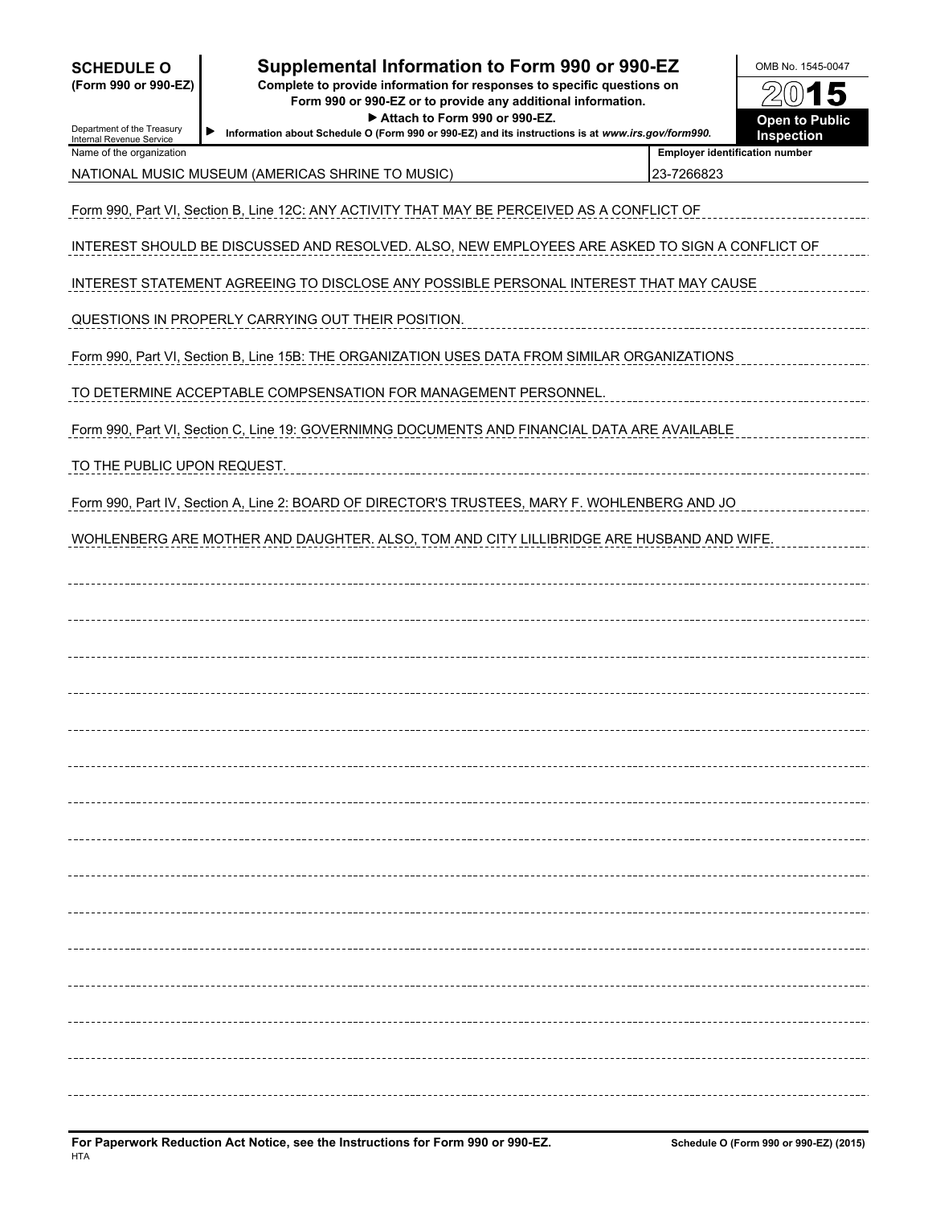**SCHEDULE O (Form 990 or 990-EZ)**

Department of the Treasury
Internal Revenue Service

# Supplemental Information to Form 990 or 990-EZ

**Complete to provide information for responses to specific questions on Form 990 or 990-EZ or to provide any additional information.**

**▶ Attach to Form 990 or 990-EZ.**

**▶ Information about Schedule O (Form 990 or 990-EZ) and its instructions is at *www.irs.gov/form990*.**

OMB No. 1545-0047

**2015**

**Open to Public Inspection**

| Name of the organization | Employer identification number |
|---|---|
| NATIONAL MUSIC MUSEUM (AMERICAS SHRINE TO MUSIC) | 23-7266823 |

Form 990, Part VI, Section B, Line 12C: ANY ACTIVITY THAT MAY BE PERCEIVED AS A CONFLICT OF INTEREST SHOULD BE DISCUSSED AND RESOLVED. ALSO, NEW EMPLOYEES ARE ASKED TO SIGN A CONFLICT OF INTEREST STATEMENT AGREEING TO DISCLOSE ANY POSSIBLE PERSONAL INTEREST THAT MAY CAUSE QUESTIONS IN PROPERLY CARRYING OUT THEIR POSITION.

Form 990, Part VI, Section B, Line 15B: THE ORGANIZATION USES DATA FROM SIMILAR ORGANIZATIONS TO DETERMINE ACCEPTABLE COMPSENSATION FOR MANAGEMENT PERSONNEL.

Form 990, Part VI, Section C, Line 19: GOVERNIMNG DOCUMENTS AND FINANCIAL DATA ARE AVAILABLE TO THE PUBLIC UPON REQUEST.

Form 990, Part IV, Section A, Line 2: BOARD OF DIRECTOR'S TRUSTEES, MARY F. WOHLENBERG AND JO WOHLENBERG ARE MOTHER AND DAUGHTER. ALSO, TOM AND CITY LILLIBRIDGE ARE HUSBAND AND WIFE.

**For Paperwork Reduction Act Notice, see the Instructions for Form 990 or 990-EZ.**

HTA

**Schedule O (Form 990 or 990-EZ) (2015)**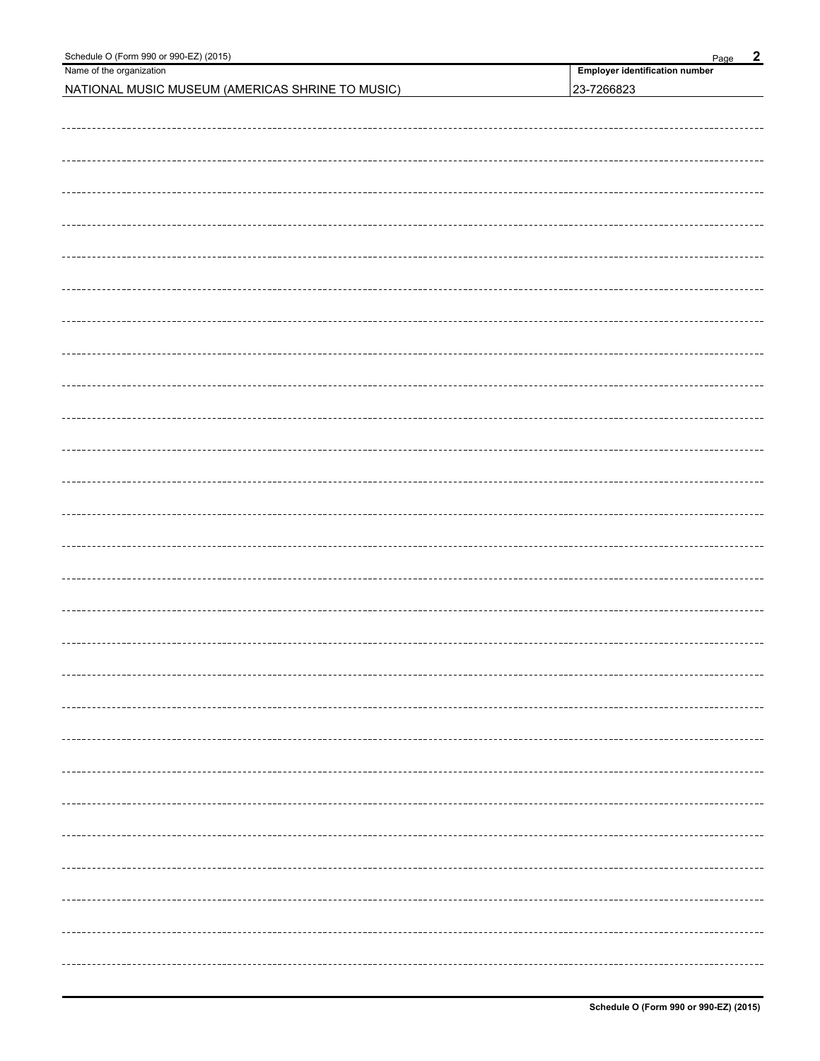Name of the organization: NATIONAL MUSIC MUSEUM (AMERICAS SHRINE TO MUSIC)

Employer identification number: 23-7266823